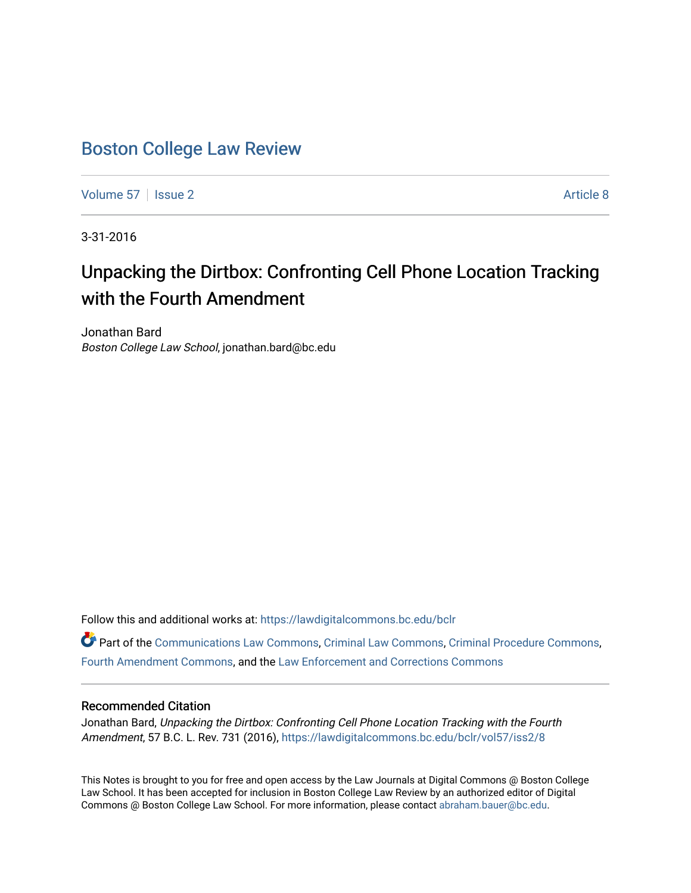# Boston College Law Review

Volume 57 | Issue 2 | Article 8

3-31-2016

## Unpacking the Dirtbox: Confronting Cell Phone Location Tracking with the Fourth Amendment

Jonathan Bard
*Boston College Law School*, jonathan.bard@bc.edu

Follow this and additional works at: https://lawdigitalcommons.bc.edu/bclr

Part of the Communications Law Commons, Criminal Law Commons, Criminal Procedure Commons, Fourth Amendment Commons, and the Law Enforcement and Corrections Commons

### Recommended Citation

Jonathan Bard, *Unpacking the Dirtbox: Confronting Cell Phone Location Tracking with the Fourth Amendment*, 57 B.C. L. Rev. 731 (2016), https://lawdigitalcommons.bc.edu/bclr/vol57/iss2/8

This Notes is brought to you for free and open access by the Law Journals at Digital Commons @ Boston College Law School. It has been accepted for inclusion in Boston College Law Review by an authorized editor of Digital Commons @ Boston College Law School. For more information, please contact abraham.bauer@bc.edu.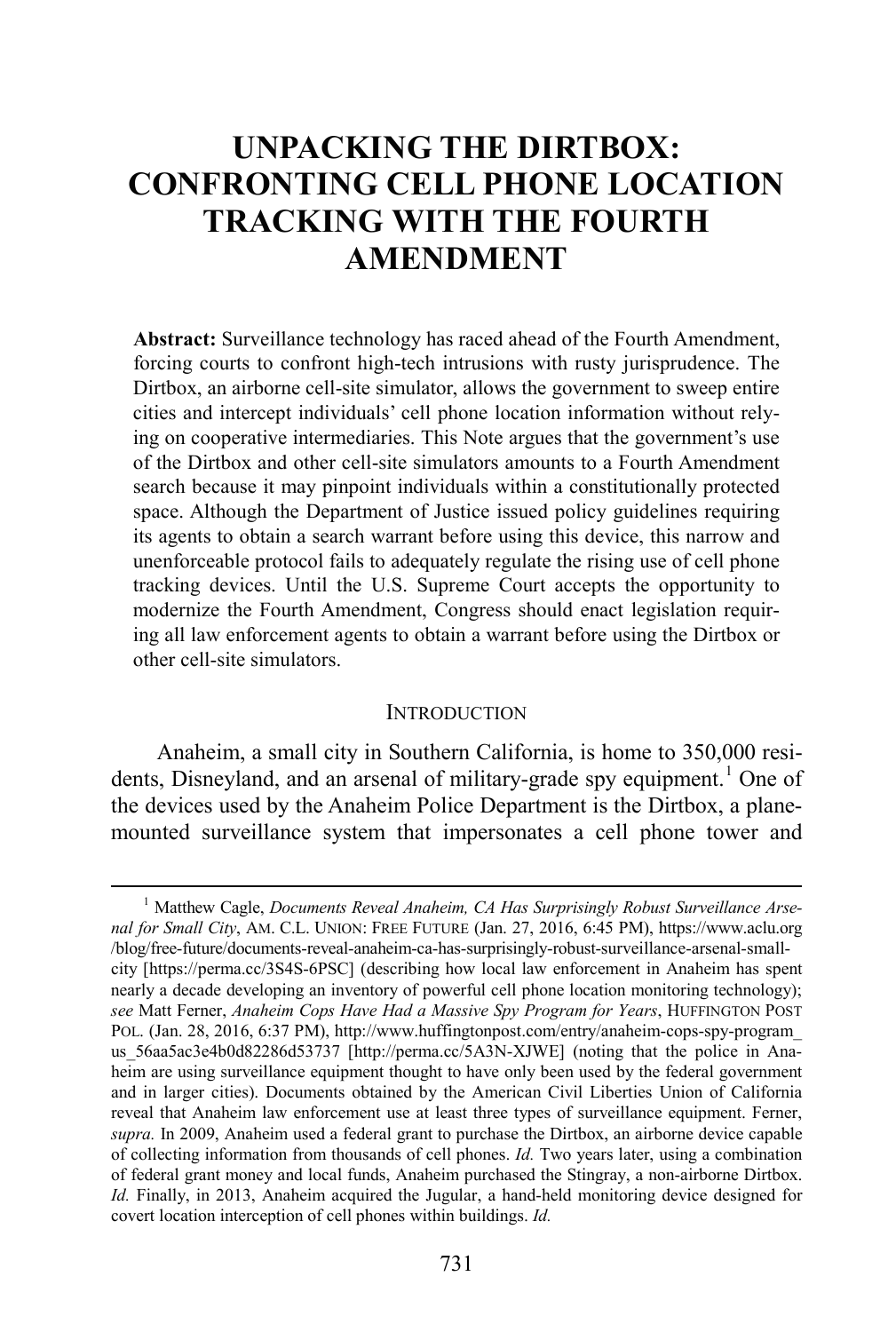# UNPACKING THE DIRTBOX: CONFRONTING CELL PHONE LOCATION TRACKING WITH THE FOURTH AMENDMENT

**Abstract:** Surveillance technology has raced ahead of the Fourth Amendment, forcing courts to confront high-tech intrusions with rusty jurisprudence. The Dirtbox, an airborne cell-site simulator, allows the government to sweep entire cities and intercept individuals' cell phone location information without relying on cooperative intermediaries. This Note argues that the government's use of the Dirtbox and other cell-site simulators amounts to a Fourth Amendment search because it may pinpoint individuals within a constitutionally protected space. Although the Department of Justice issued policy guidelines requiring its agents to obtain a search warrant before using this device, this narrow and unenforceable protocol fails to adequately regulate the rising use of cell phone tracking devices. Until the U.S. Supreme Court accepts the opportunity to modernize the Fourth Amendment, Congress should enact legislation requiring all law enforcement agents to obtain a warrant before using the Dirtbox or other cell-site simulators.

## INTRODUCTION

Anaheim, a small city in Southern California, is home to 350,000 residents, Disneyland, and an arsenal of military-grade spy equipment.[1] One of the devices used by the Anaheim Police Department is the Dirtbox, a plane-mounted surveillance system that impersonates a cell phone tower and

---

[1] Matthew Cagle, *Documents Reveal Anaheim, CA Has Surprisingly Robust Surveillance Arsenal for Small City*, AM. C.L. UNION: FREE FUTURE (Jan. 27, 2016, 6:45 PM), https://www.aclu.org/blog/free-future/documents-reveal-anaheim-ca-has-surprisingly-robust-surveillance-arsenal-small-city [https://perma.cc/3S4S-6PSC] (describing how local law enforcement in Anaheim has spent nearly a decade developing an inventory of powerful cell phone location monitoring technology); *see* Matt Ferner, *Anaheim Cops Have Had a Massive Spy Program for Years*, HUFFINGTON POST POL. (Jan. 28, 2016, 6:37 PM), http://www.huffingtonpost.com/entry/anaheim-cops-spy-program_us_56aa5ac3e4b0d82286d53737 [http://perma.cc/5A3N-XJWE] (noting that the police in Anaheim are using surveillance equipment thought to have only been used by the federal government and in larger cities). Documents obtained by the American Civil Liberties Union of California reveal that Anaheim law enforcement use at least three types of surveillance equipment. Ferner, *supra.* In 2009, Anaheim used a federal grant to purchase the Dirtbox, an airborne device capable of collecting information from thousands of cell phones. *Id.* Two years later, using a combination of federal grant money and local funds, Anaheim purchased the Stingray, a non-airborne Dirtbox. *Id.* Finally, in 2013, Anaheim acquired the Jugular, a hand-held monitoring device designed for covert location interception of cell phones within buildings. *Id.*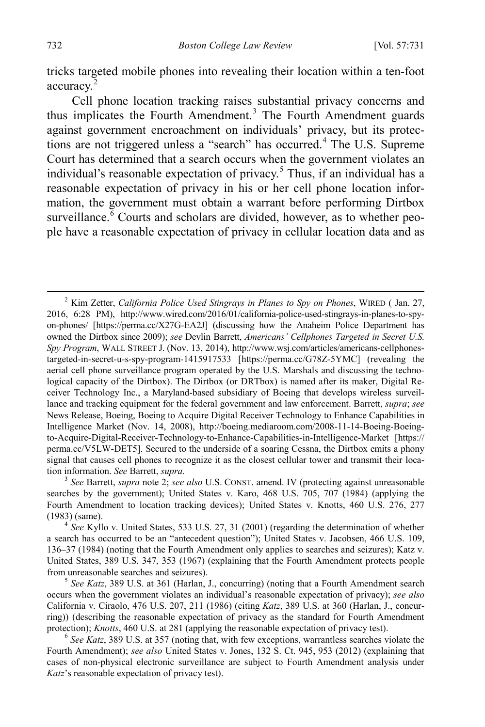tricks targeted mobile phones into revealing their location within a ten-foot accuracy.[2]

Cell phone location tracking raises substantial privacy concerns and thus implicates the Fourth Amendment.[3] The Fourth Amendment guards against government encroachment on individuals' privacy, but its protections are not triggered unless a "search" has occurred.[4] The U.S. Supreme Court has determined that a search occurs when the government violates an individual's reasonable expectation of privacy.[5] Thus, if an individual has a reasonable expectation of privacy in his or her cell phone location information, the government must obtain a warrant before performing Dirtbox surveillance.[6] Courts and scholars are divided, however, as to whether people have a reasonable expectation of privacy in cellular location data and as

---

[2] Kim Zetter, *California Police Used Stingrays in Planes to Spy on Phones*, WIRED ( Jan. 27, 2016, 6:28 PM), http://www.wired.com/2016/01/california-police-used-stingrays-in-planes-to-spy-on-phones/ [https://perma.cc/X27G-EA2J] (discussing how the Anaheim Police Department has owned the Dirtbox since 2009); *see* Devlin Barrett, *Americans' Cellphones Targeted in Secret U.S. Spy Program*, WALL STREET J. (Nov. 13, 2014), http://www.wsj.com/articles/americans-cellphones-targeted-in-secret-u-s-spy-program-1415917533 [https://perma.cc/G78Z-5YMC] (revealing the aerial cell phone surveillance program operated by the U.S. Marshals and discussing the technological capacity of the Dirtbox). The Dirtbox (or DRTbox) is named after its maker, Digital Receiver Technology Inc., a Maryland-based subsidiary of Boeing that develops wireless surveillance and tracking equipment for the federal government and law enforcement. Barrett, *supra*; *see* News Release, Boeing, Boeing to Acquire Digital Receiver Technology to Enhance Capabilities in Intelligence Market (Nov. 14, 2008), http://boeing.mediaroom.com/2008-11-14-Boeing-Boeing-to-Acquire-Digital-Receiver-Technology-to-Enhance-Capabilities-in-Intelligence-Market [https://perma.cc/V5LW-DET5]. Secured to the underside of a soaring Cessna, the Dirtbox emits a phony signal that causes cell phones to recognize it as the closest cellular tower and transmit their location information. *See* Barrett, *supra*.

[3] *See* Barrett, *supra* note 2; *see also* U.S. CONST. amend. IV (protecting against unreasonable searches by the government); United States v. Karo, 468 U.S. 705, 707 (1984) (applying the Fourth Amendment to location tracking devices); United States v. Knotts, 460 U.S. 276, 277 (1983) (same).

[4] *See* Kyllo v. United States, 533 U.S. 27, 31 (2001) (regarding the determination of whether a search has occurred to be an "antecedent question"); United States v. Jacobsen, 466 U.S. 109, 136–37 (1984) (noting that the Fourth Amendment only applies to searches and seizures); Katz v. United States, 389 U.S. 347, 353 (1967) (explaining that the Fourth Amendment protects people from unreasonable searches and seizures).

[5] *See Katz*, 389 U.S. at 361 (Harlan, J., concurring) (noting that a Fourth Amendment search occurs when the government violates an individual's reasonable expectation of privacy); *see also* California v. Ciraolo, 476 U.S. 207, 211 (1986) (citing *Katz*, 389 U.S. at 360 (Harlan, J., concurring)) (describing the reasonable expectation of privacy as the standard for Fourth Amendment protection); *Knotts*, 460 U.S. at 281 (applying the reasonable expectation of privacy test).

[6] *See Katz*, 389 U.S. at 357 (noting that, with few exceptions, warrantless searches violate the Fourth Amendment); *see also* United States v. Jones, 132 S. Ct. 945, 953 (2012) (explaining that cases of non-physical electronic surveillance are subject to Fourth Amendment analysis under *Katz*'s reasonable expectation of privacy test).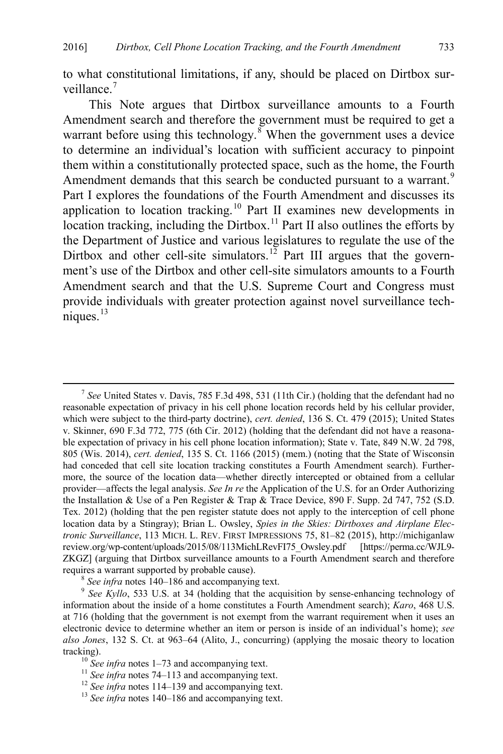to what constitutional limitations, if any, should be placed on Dirtbox surveillance.[7]

This Note argues that Dirtbox surveillance amounts to a Fourth Amendment search and therefore the government must be required to get a warrant before using this technology.[8] When the government uses a device to determine an individual's location with sufficient accuracy to pinpoint them within a constitutionally protected space, such as the home, the Fourth Amendment demands that this search be conducted pursuant to a warrant.[9] Part I explores the foundations of the Fourth Amendment and discusses its application to location tracking.[10] Part II examines new developments in location tracking, including the Dirtbox.[11] Part II also outlines the efforts by the Department of Justice and various legislatures to regulate the use of the Dirtbox and other cell-site simulators.[12] Part III argues that the government's use of the Dirtbox and other cell-site simulators amounts to a Fourth Amendment search and that the U.S. Supreme Court and Congress must provide individuals with greater protection against novel surveillance techniques.[13]

---

[7] *See* United States v. Davis, 785 F.3d 498, 531 (11th Cir.) (holding that the defendant had no reasonable expectation of privacy in his cell phone location records held by his cellular provider, which were subject to the third-party doctrine), *cert. denied*, 136 S. Ct. 479 (2015); United States v. Skinner, 690 F.3d 772, 775 (6th Cir. 2012) (holding that the defendant did not have a reasonable expectation of privacy in his cell phone location information); State v. Tate, 849 N.W. 2d 798, 805 (Wis. 2014), *cert. denied*, 135 S. Ct. 1166 (2015) (mem.) (noting that the State of Wisconsin had conceded that cell site location tracking constitutes a Fourth Amendment search). Furthermore, the source of the location data—whether directly intercepted or obtained from a cellular provider—affects the legal analysis. *See In re* the Application of the U.S. for an Order Authorizing the Installation & Use of a Pen Register & Trap & Trace Device, 890 F. Supp. 2d 747, 752 (S.D. Tex. 2012) (holding that the pen register statute does not apply to the interception of cell phone location data by a Stingray); Brian L. Owsley, *Spies in the Skies: Dirtboxes and Airplane Electronic Surveillance*, 113 MICH. L. REV. FIRST IMPRESSIONS 75, 81–82 (2015), http://michiganlawreview.org/wp-content/uploads/2015/08/113MichLRevFI75_Owsley.pdf [https://perma.cc/WJL9-ZKGZ] (arguing that Dirtbox surveillance amounts to a Fourth Amendment search and therefore requires a warrant supported by probable cause).

[8] *See infra* notes 140–186 and accompanying text.

[9] *See Kyllo*, 533 U.S. at 34 (holding that the acquisition by sense-enhancing technology of information about the inside of a home constitutes a Fourth Amendment search); *Karo*, 468 U.S. at 716 (holding that the government is not exempt from the warrant requirement when it uses an electronic device to determine whether an item or person is inside of an individual's home); *see also Jones*, 132 S. Ct. at 963–64 (Alito, J., concurring) (applying the mosaic theory to location tracking).

[10] *See infra* notes 1–73 and accompanying text.

[11] *See infra* notes 74–113 and accompanying text.

[12] *See infra* notes 114–139 and accompanying text.

[13] *See infra* notes 140–186 and accompanying text.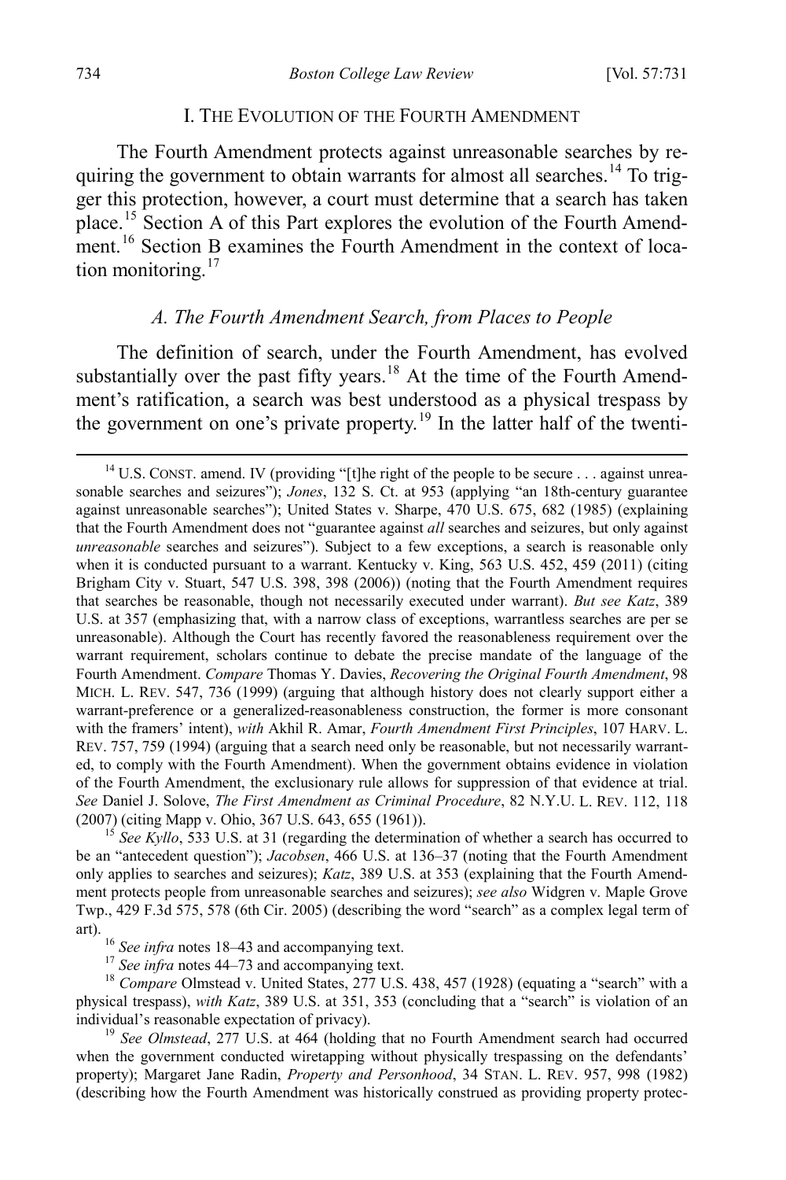## I. THE EVOLUTION OF THE FOURTH AMENDMENT

The Fourth Amendment protects against unreasonable searches by requiring the government to obtain warrants for almost all searches.[14] To trigger this protection, however, a court must determine that a search has taken place.[15] Section A of this Part explores the evolution of the Fourth Amendment.[16] Section B examines the Fourth Amendment in the context of location monitoring.[17]

### *A. The Fourth Amendment Search, from Places to People*

The definition of search, under the Fourth Amendment, has evolved substantially over the past fifty years.[18] At the time of the Fourth Amendment's ratification, a search was best understood as a physical trespass by the government on one's private property.[19] In the latter half of the twenti-

---

[14] U.S. CONST. amend. IV (providing "[t]he right of the people to be secure . . . against unreasonable searches and seizures"); *Jones*, 132 S. Ct. at 953 (applying "an 18th-century guarantee against unreasonable searches"); United States v. Sharpe, 470 U.S. 675, 682 (1985) (explaining that the Fourth Amendment does not "guarantee against *all* searches and seizures, but only against *unreasonable* searches and seizures"). Subject to a few exceptions, a search is reasonable only when it is conducted pursuant to a warrant. Kentucky v. King, 563 U.S. 452, 459 (2011) (citing Brigham City v. Stuart, 547 U.S. 398, 398 (2006)) (noting that the Fourth Amendment requires that searches be reasonable, though not necessarily executed under warrant). *But see Katz*, 389 U.S. at 357 (emphasizing that, with a narrow class of exceptions, warrantless searches are per se unreasonable). Although the Court has recently favored the reasonableness requirement over the warrant requirement, scholars continue to debate the precise mandate of the language of the Fourth Amendment. *Compare* Thomas Y. Davies, *Recovering the Original Fourth Amendment*, 98 MICH. L. REV. 547, 736 (1999) (arguing that although history does not clearly support either a warrant-preference or a generalized-reasonableness construction, the former is more consonant with the framers' intent), *with* Akhil R. Amar, *Fourth Amendment First Principles*, 107 HARV. L. REV. 757, 759 (1994) (arguing that a search need only be reasonable, but not necessarily warranted, to comply with the Fourth Amendment). When the government obtains evidence in violation of the Fourth Amendment, the exclusionary rule allows for suppression of that evidence at trial. *See* Daniel J. Solove, *The First Amendment as Criminal Procedure*, 82 N.Y.U. L. REV. 112, 118 (2007) (citing Mapp v. Ohio, 367 U.S. 643, 655 (1961)).

[15] *See Kyllo*, 533 U.S. at 31 (regarding the determination of whether a search has occurred to be an "antecedent question"); *Jacobsen*, 466 U.S. at 136–37 (noting that the Fourth Amendment only applies to searches and seizures); *Katz*, 389 U.S. at 353 (explaining that the Fourth Amendment protects people from unreasonable searches and seizures); *see also* Widgren v. Maple Grove Twp., 429 F.3d 575, 578 (6th Cir. 2005) (describing the word "search" as a complex legal term of art).

[16] *See infra* notes 18–43 and accompanying text.

[17] *See infra* notes 44–73 and accompanying text.

[18] *Compare* Olmstead v. United States, 277 U.S. 438, 457 (1928) (equating a "search" with a physical trespass), *with Katz*, 389 U.S. at 351, 353 (concluding that a "search" is violation of an individual's reasonable expectation of privacy).

[19] *See Olmstead*, 277 U.S. at 464 (holding that no Fourth Amendment search had occurred when the government conducted wiretapping without physically trespassing on the defendants' property); Margaret Jane Radin, *Property and Personhood*, 34 STAN. L. REV. 957, 998 (1982) (describing how the Fourth Amendment was historically construed as providing property protec-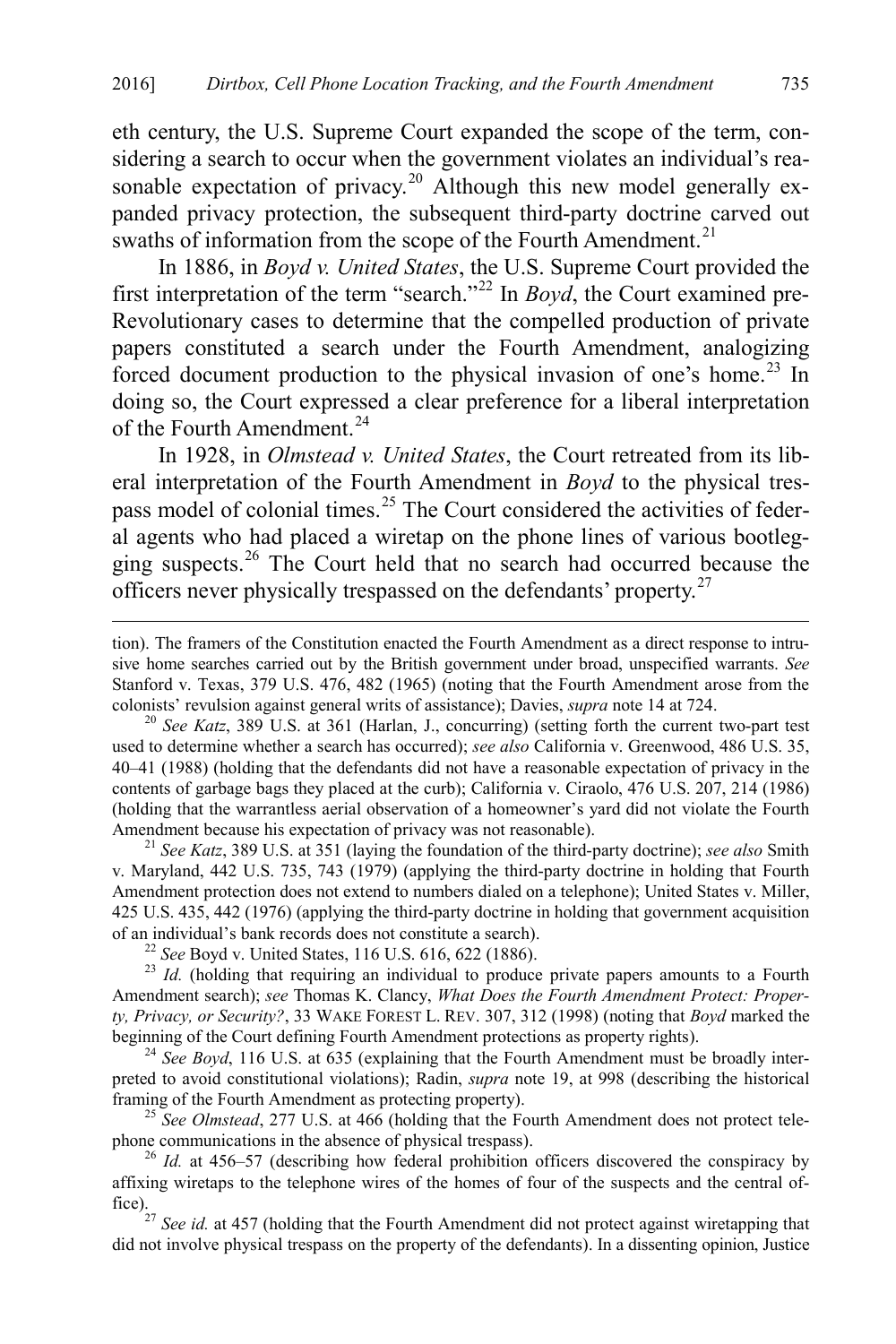eth century, the U.S. Supreme Court expanded the scope of the term, considering a search to occur when the government violates an individual's reasonable expectation of privacy.[20] Although this new model generally expanded privacy protection, the subsequent third-party doctrine carved out swaths of information from the scope of the Fourth Amendment.[21]

In 1886, in *Boyd v. United States*, the U.S. Supreme Court provided the first interpretation of the term "search."[22] In *Boyd*, the Court examined pre-Revolutionary cases to determine that the compelled production of private papers constituted a search under the Fourth Amendment, analogizing forced document production to the physical invasion of one's home.[23] In doing so, the Court expressed a clear preference for a liberal interpretation of the Fourth Amendment.[24]

In 1928, in *Olmstead v. United States*, the Court retreated from its liberal interpretation of the Fourth Amendment in *Boyd* to the physical trespass model of colonial times.[25] The Court considered the activities of federal agents who had placed a wiretap on the phone lines of various bootlegging suspects.[26] The Court held that no search had occurred because the officers never physically trespassed on the defendants' property.[27]

---

tion). The framers of the Constitution enacted the Fourth Amendment as a direct response to intrusive home searches carried out by the British government under broad, unspecified warrants. *See* Stanford v. Texas, 379 U.S. 476, 482 (1965) (noting that the Fourth Amendment arose from the colonists' revulsion against general writs of assistance); Davies, *supra* note 14 at 724.

[20] *See Katz*, 389 U.S. at 361 (Harlan, J., concurring) (setting forth the current two-part test used to determine whether a search has occurred); *see also* California v. Greenwood, 486 U.S. 35, 40–41 (1988) (holding that the defendants did not have a reasonable expectation of privacy in the contents of garbage bags they placed at the curb); California v. Ciraolo, 476 U.S. 207, 214 (1986) (holding that the warrantless aerial observation of a homeowner's yard did not violate the Fourth Amendment because his expectation of privacy was not reasonable).

[21] *See Katz*, 389 U.S. at 351 (laying the foundation of the third-party doctrine); *see also* Smith v. Maryland, 442 U.S. 735, 743 (1979) (applying the third-party doctrine in holding that Fourth Amendment protection does not extend to numbers dialed on a telephone); United States v. Miller, 425 U.S. 435, 442 (1976) (applying the third-party doctrine in holding that government acquisition of an individual's bank records does not constitute a search).

[22] *See* Boyd v. United States, 116 U.S. 616, 622 (1886).

[23] *Id.* (holding that requiring an individual to produce private papers amounts to a Fourth Amendment search); *see* Thomas K. Clancy, *What Does the Fourth Amendment Protect: Property, Privacy, or Security?*, 33 WAKE FOREST L. REV. 307, 312 (1998) (noting that *Boyd* marked the beginning of the Court defining Fourth Amendment protections as property rights).

[24] *See Boyd*, 116 U.S. at 635 (explaining that the Fourth Amendment must be broadly interpreted to avoid constitutional violations); Radin, *supra* note 19, at 998 (describing the historical framing of the Fourth Amendment as protecting property).

[25] *See Olmstead*, 277 U.S. at 466 (holding that the Fourth Amendment does not protect telephone communications in the absence of physical trespass).

[26] *Id.* at 456–57 (describing how federal prohibition officers discovered the conspiracy by affixing wiretaps to the telephone wires of the homes of four of the suspects and the central office).

[27] *See id.* at 457 (holding that the Fourth Amendment did not protect against wiretapping that did not involve physical trespass on the property of the defendants). In a dissenting opinion, Justice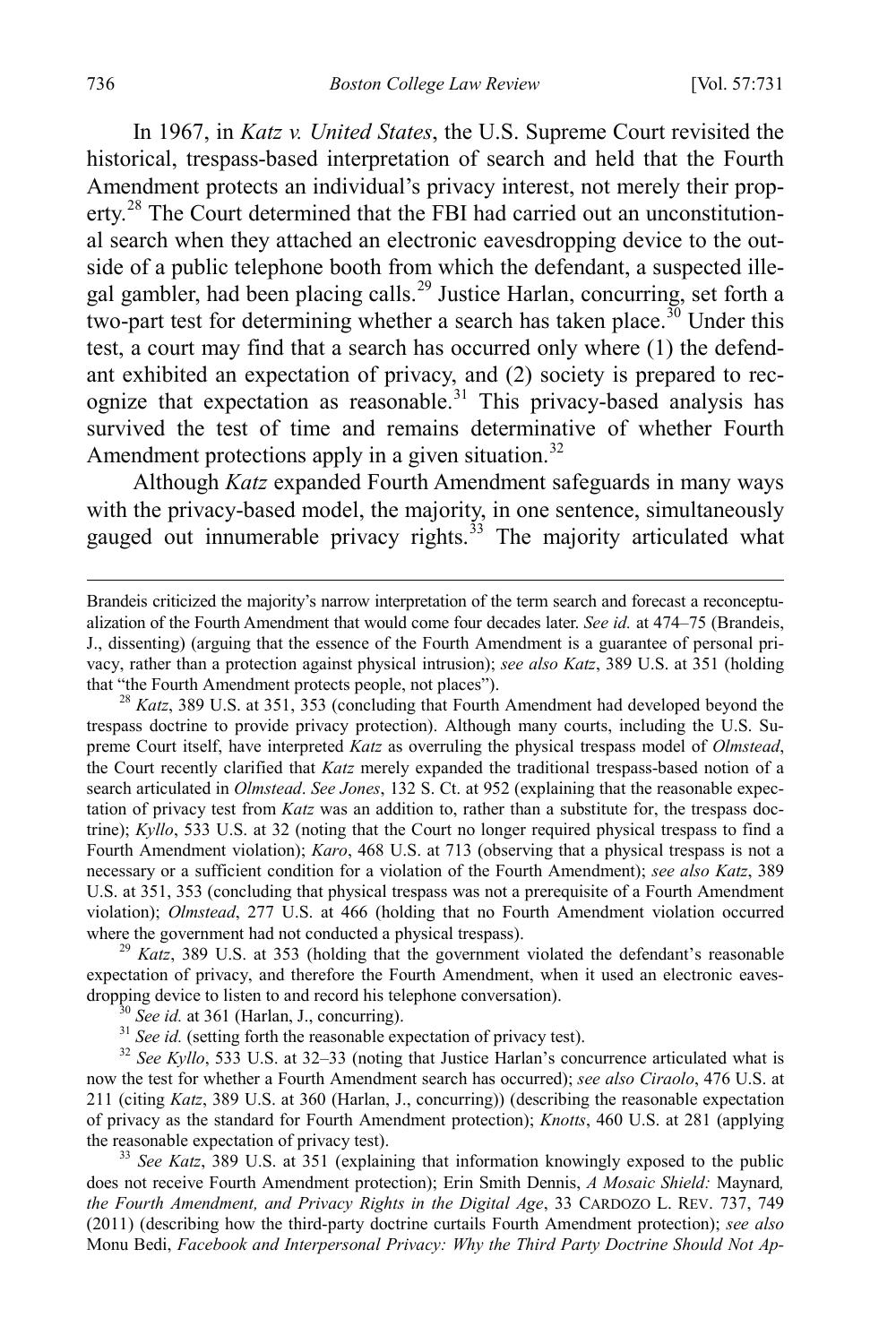In 1967, in *Katz v. United States*, the U.S. Supreme Court revisited the historical, trespass-based interpretation of search and held that the Fourth Amendment protects an individual's privacy interest, not merely their property.[28] The Court determined that the FBI had carried out an unconstitutional search when they attached an electronic eavesdropping device to the outside of a public telephone booth from which the defendant, a suspected illegal gambler, had been placing calls.[29] Justice Harlan, concurring, set forth a two-part test for determining whether a search has taken place.[30] Under this test, a court may find that a search has occurred only where (1) the defendant exhibited an expectation of privacy, and (2) society is prepared to recognize that expectation as reasonable.[31] This privacy-based analysis has survived the test of time and remains determinative of whether Fourth Amendment protections apply in a given situation.[32]

Although *Katz* expanded Fourth Amendment safeguards in many ways with the privacy-based model, the majority, in one sentence, simultaneously gauged out innumerable privacy rights.[33] The majority articulated what

---

Brandeis criticized the majority's narrow interpretation of the term search and forecast a reconceptualization of the Fourth Amendment that would come four decades later. *See id.* at 474–75 (Brandeis, J., dissenting) (arguing that the essence of the Fourth Amendment is a guarantee of personal privacy, rather than a protection against physical intrusion); *see also Katz*, 389 U.S. at 351 (holding that "the Fourth Amendment protects people, not places").

[28] *Katz*, 389 U.S. at 351, 353 (concluding that Fourth Amendment had developed beyond the trespass doctrine to provide privacy protection). Although many courts, including the U.S. Supreme Court itself, have interpreted *Katz* as overruling the physical trespass model of *Olmstead*, the Court recently clarified that *Katz* merely expanded the traditional trespass-based notion of a search articulated in *Olmstead*. *See Jones*, 132 S. Ct. at 952 (explaining that the reasonable expectation of privacy test from *Katz* was an addition to, rather than a substitute for, the trespass doctrine); *Kyllo*, 533 U.S. at 32 (noting that the Court no longer required physical trespass to find a Fourth Amendment violation); *Karo*, 468 U.S. at 713 (observing that a physical trespass is not a necessary or a sufficient condition for a violation of the Fourth Amendment); *see also Katz*, 389 U.S. at 351, 353 (concluding that physical trespass was not a prerequisite of a Fourth Amendment violation); *Olmstead*, 277 U.S. at 466 (holding that no Fourth Amendment violation occurred where the government had not conducted a physical trespass).

[29] *Katz*, 389 U.S. at 353 (holding that the government violated the defendant's reasonable expectation of privacy, and therefore the Fourth Amendment, when it used an electronic eavesdropping device to listen to and record his telephone conversation).

[30] *See id.* at 361 (Harlan, J., concurring).

[31] *See id.* (setting forth the reasonable expectation of privacy test).

[32] *See Kyllo*, 533 U.S. at 32–33 (noting that Justice Harlan's concurrence articulated what is now the test for whether a Fourth Amendment search has occurred); *see also Ciraolo*, 476 U.S. at 211 (citing *Katz*, 389 U.S. at 360 (Harlan, J., concurring)) (describing the reasonable expectation of privacy as the standard for Fourth Amendment protection); *Knotts*, 460 U.S. at 281 (applying the reasonable expectation of privacy test).

[33] *See Katz*, 389 U.S. at 351 (explaining that information knowingly exposed to the public does not receive Fourth Amendment protection); Erin Smith Dennis, *A Mosaic Shield:* Maynard*, the Fourth Amendment, and Privacy Rights in the Digital Age*, 33 CARDOZO L. REV. 737, 749 (2011) (describing how the third-party doctrine curtails Fourth Amendment protection); *see also* Monu Bedi, *Facebook and Interpersonal Privacy: Why the Third Party Doctrine Should Not Ap-*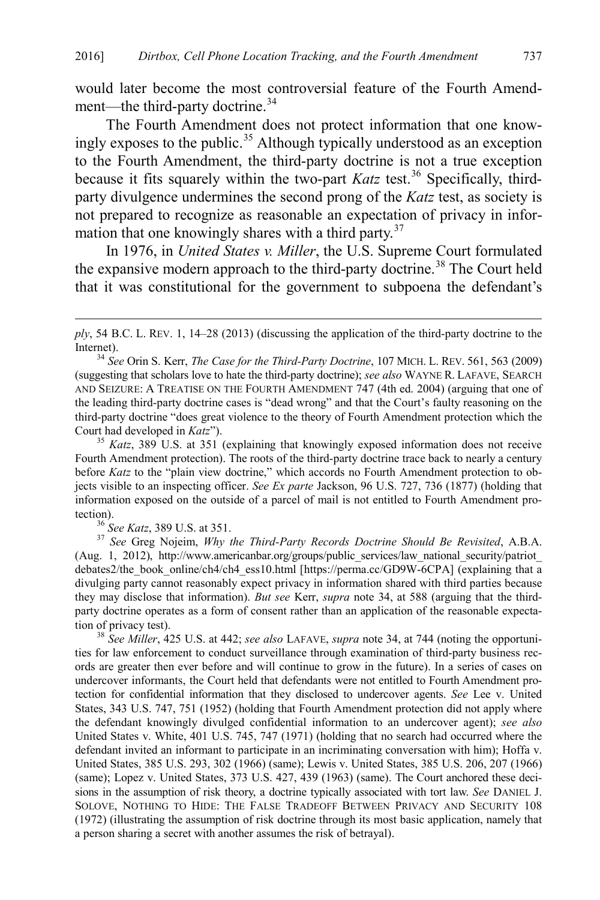would later become the most controversial feature of the Fourth Amendment—the third-party doctrine.[34]

The Fourth Amendment does not protect information that one knowingly exposes to the public.[35] Although typically understood as an exception to the Fourth Amendment, the third-party doctrine is not a true exception because it fits squarely within the two-part *Katz* test.[36] Specifically, third-party divulgence undermines the second prong of the *Katz* test, as society is not prepared to recognize as reasonable an expectation of privacy in information that one knowingly shares with a third party.[37]

In 1976, in *United States v. Miller*, the U.S. Supreme Court formulated the expansive modern approach to the third-party doctrine.[38] The Court held that it was constitutional for the government to subpoena the defendant's

---

*ply*, 54 B.C. L. REV. 1, 14–28 (2013) (discussing the application of the third-party doctrine to the Internet).

[34] *See* Orin S. Kerr, *The Case for the Third-Party Doctrine*, 107 MICH. L. REV. 561, 563 (2009) (suggesting that scholars love to hate the third-party doctrine); *see also* WAYNE R. LAFAVE, SEARCH AND SEIZURE: A TREATISE ON THE FOURTH AMENDMENT 747 (4th ed. 2004) (arguing that one of the leading third-party doctrine cases is "dead wrong" and that the Court's faulty reasoning on the third-party doctrine "does great violence to the theory of Fourth Amendment protection which the Court had developed in *Katz*").

[35] *Katz*, 389 U.S. at 351 (explaining that knowingly exposed information does not receive Fourth Amendment protection). The roots of the third-party doctrine trace back to nearly a century before *Katz* to the "plain view doctrine," which accords no Fourth Amendment protection to objects visible to an inspecting officer. *See Ex parte* Jackson, 96 U.S. 727, 736 (1877) (holding that information exposed on the outside of a parcel of mail is not entitled to Fourth Amendment protection).

[36] *See Katz*, 389 U.S. at 351.

[37] *See* Greg Nojeim, *Why the Third-Party Records Doctrine Should Be Revisited*, A.B.A. (Aug. 1, 2012), http://www.americanbar.org/groups/public_services/law_national_security/patriot_debates2/the_book_online/ch4/ch4_ess10.html [https://perma.cc/GD9W-6CPA] (explaining that a divulging party cannot reasonably expect privacy in information shared with third parties because they may disclose that information). *But see* Kerr, *supra* note 34, at 588 (arguing that the third-party doctrine operates as a form of consent rather than an application of the reasonable expectation of privacy test).

[38] *See Miller*, 425 U.S. at 442; *see also* LAFAVE, *supra* note 34, at 744 (noting the opportunities for law enforcement to conduct surveillance through examination of third-party business records are greater then ever before and will continue to grow in the future). In a series of cases on undercover informants, the Court held that defendants were not entitled to Fourth Amendment protection for confidential information that they disclosed to undercover agents. *See* Lee v. United States, 343 U.S. 747, 751 (1952) (holding that Fourth Amendment protection did not apply where the defendant knowingly divulged confidential information to an undercover agent); *see also* United States v. White, 401 U.S. 745, 747 (1971) (holding that no search had occurred where the defendant invited an informant to participate in an incriminating conversation with him); Hoffa v. United States, 385 U.S. 293, 302 (1966) (same); Lewis v. United States, 385 U.S. 206, 207 (1966) (same); Lopez v. United States, 373 U.S. 427, 439 (1963) (same). The Court anchored these decisions in the assumption of risk theory, a doctrine typically associated with tort law. *See* DANIEL J. SOLOVE, NOTHING TO HIDE: THE FALSE TRADEOFF BETWEEN PRIVACY AND SECURITY 108 (1972) (illustrating the assumption of risk doctrine through its most basic application, namely that a person sharing a secret with another assumes the risk of betrayal).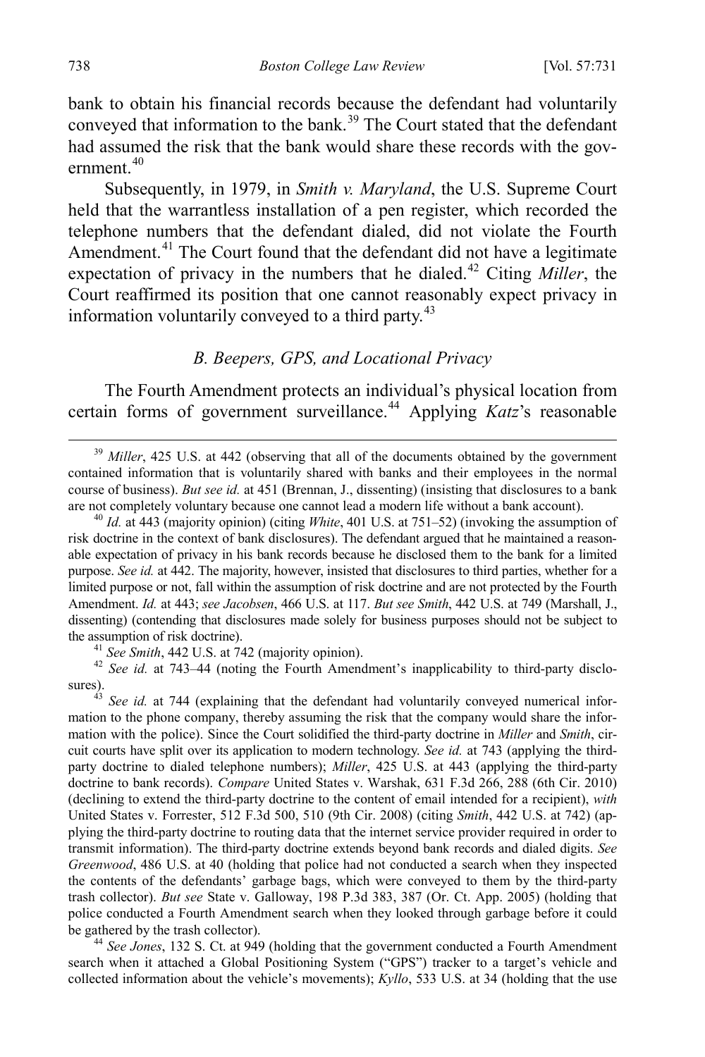bank to obtain his financial records because the defendant had voluntarily conveyed that information to the bank.[39] The Court stated that the defendant had assumed the risk that the bank would share these records with the government.[40]

Subsequently, in 1979, in *Smith v. Maryland*, the U.S. Supreme Court held that the warrantless installation of a pen register, which recorded the telephone numbers that the defendant dialed, did not violate the Fourth Amendment.[41] The Court found that the defendant did not have a legitimate expectation of privacy in the numbers that he dialed.[42] Citing *Miller*, the Court reaffirmed its position that one cannot reasonably expect privacy in information voluntarily conveyed to a third party.[43]

### *B. Beepers, GPS, and Locational Privacy*

The Fourth Amendment protects an individual's physical location from certain forms of government surveillance.[44] Applying *Katz*'s reasonable

---

[39] *Miller*, 425 U.S. at 442 (observing that all of the documents obtained by the government contained information that is voluntarily shared with banks and their employees in the normal course of business). *But see id.* at 451 (Brennan, J., dissenting) (insisting that disclosures to a bank are not completely voluntary because one cannot lead a modern life without a bank account).

[40] *Id.* at 443 (majority opinion) (citing *White*, 401 U.S. at 751–52) (invoking the assumption of risk doctrine in the context of bank disclosures). The defendant argued that he maintained a reasonable expectation of privacy in his bank records because he disclosed them to the bank for a limited purpose. *See id.* at 442. The majority, however, insisted that disclosures to third parties, whether for a limited purpose or not, fall within the assumption of risk doctrine and are not protected by the Fourth Amendment. *Id.* at 443; *see Jacobsen*, 466 U.S. at 117. *But see Smith*, 442 U.S. at 749 (Marshall, J., dissenting) (contending that disclosures made solely for business purposes should not be subject to the assumption of risk doctrine).

[41] *See Smith*, 442 U.S. at 742 (majority opinion).

[42] *See id.* at 743–44 (noting the Fourth Amendment's inapplicability to third-party disclosures).

[43] *See id.* at 744 (explaining that the defendant had voluntarily conveyed numerical information to the phone company, thereby assuming the risk that the company would share the information with the police). Since the Court solidified the third-party doctrine in *Miller* and *Smith*, circuit courts have split over its application to modern technology. *See id.* at 743 (applying the third-party doctrine to dialed telephone numbers); *Miller*, 425 U.S. at 443 (applying the third-party doctrine to bank records). *Compare* United States v. Warshak, 631 F.3d 266, 288 (6th Cir. 2010) (declining to extend the third-party doctrine to the content of email intended for a recipient), *with* United States v. Forrester, 512 F.3d 500, 510 (9th Cir. 2008) (citing *Smith*, 442 U.S. at 742) (applying the third-party doctrine to routing data that the internet service provider required in order to transmit information). The third-party doctrine extends beyond bank records and dialed digits. *See Greenwood*, 486 U.S. at 40 (holding that police had not conducted a search when they inspected the contents of the defendants' garbage bags, which were conveyed to them by the third-party trash collector). *But see* State v. Galloway, 198 P.3d 383, 387 (Or. Ct. App. 2005) (holding that police conducted a Fourth Amendment search when they looked through garbage before it could be gathered by the trash collector).

[44] *See Jones*, 132 S. Ct. at 949 (holding that the government conducted a Fourth Amendment search when it attached a Global Positioning System ("GPS") tracker to a target's vehicle and collected information about the vehicle's movements); *Kyllo*, 533 U.S. at 34 (holding that the use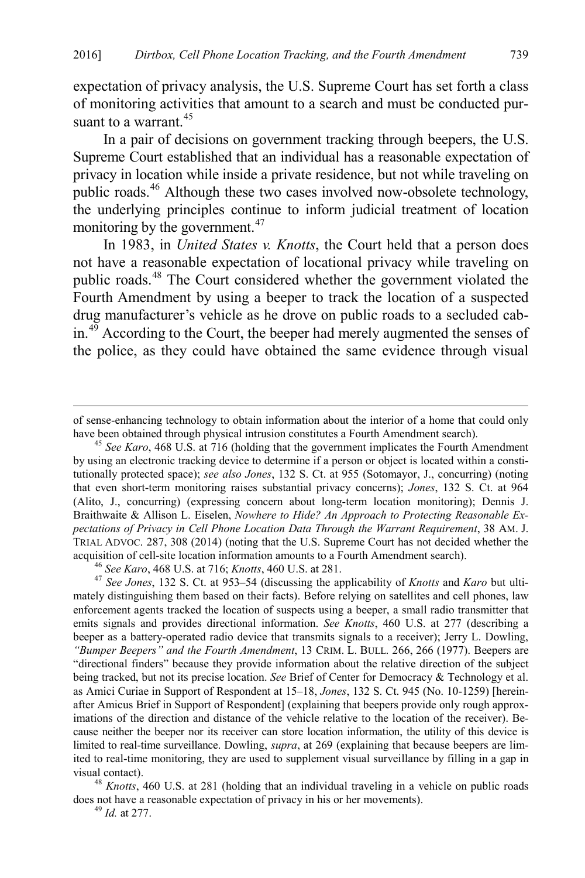expectation of privacy analysis, the U.S. Supreme Court has set forth a class of monitoring activities that amount to a search and must be conducted pursuant to a warrant.[45]

In a pair of decisions on government tracking through beepers, the U.S. Supreme Court established that an individual has a reasonable expectation of privacy in location while inside a private residence, but not while traveling on public roads.[46] Although these two cases involved now-obsolete technology, the underlying principles continue to inform judicial treatment of location monitoring by the government.[47]

In 1983, in *United States v. Knotts*, the Court held that a person does not have a reasonable expectation of locational privacy while traveling on public roads.[48] The Court considered whether the government violated the Fourth Amendment by using a beeper to track the location of a suspected drug manufacturer's vehicle as he drove on public roads to a secluded cabin.[49] According to the Court, the beeper had merely augmented the senses of the police, as they could have obtained the same evidence through visual

---

of sense-enhancing technology to obtain information about the interior of a home that could only have been obtained through physical intrusion constitutes a Fourth Amendment search).

[45] *See Karo*, 468 U.S. at 716 (holding that the government implicates the Fourth Amendment by using an electronic tracking device to determine if a person or object is located within a constitutionally protected space); *see also Jones*, 132 S. Ct. at 955 (Sotomayor, J., concurring) (noting that even short-term monitoring raises substantial privacy concerns); *Jones*, 132 S. Ct. at 964 (Alito, J., concurring) (expressing concern about long-term location monitoring); Dennis J. Braithwaite & Allison L. Eiselen, *Nowhere to Hide? An Approach to Protecting Reasonable Expectations of Privacy in Cell Phone Location Data Through the Warrant Requirement*, 38 AM. J. TRIAL ADVOC. 287, 308 (2014) (noting that the U.S. Supreme Court has not decided whether the acquisition of cell-site location information amounts to a Fourth Amendment search).

[46] *See Karo*, 468 U.S. at 716; *Knotts*, 460 U.S. at 281.

[47] *See Jones*, 132 S. Ct. at 953–54 (discussing the applicability of *Knotts* and *Karo* but ultimately distinguishing them based on their facts). Before relying on satellites and cell phones, law enforcement agents tracked the location of suspects using a beeper, a small radio transmitter that emits signals and provides directional information. *See Knotts*, 460 U.S. at 277 (describing a beeper as a battery-operated radio device that transmits signals to a receiver); Jerry L. Dowling, *"Bumper Beepers" and the Fourth Amendment*, 13 CRIM. L. BULL. 266, 266 (1977). Beepers are "directional finders" because they provide information about the relative direction of the subject being tracked, but not its precise location. *See* Brief of Center for Democracy & Technology et al. as Amici Curiae in Support of Respondent at 15–18, *Jones*, 132 S. Ct. 945 (No. 10-1259) [hereinafter Amicus Brief in Support of Respondent] (explaining that beepers provide only rough approximations of the direction and distance of the vehicle relative to the location of the receiver). Because neither the beeper nor its receiver can store location information, the utility of this device is limited to real-time surveillance. Dowling, *supra*, at 269 (explaining that because beepers are limited to real-time monitoring, they are used to supplement visual surveillance by filling in a gap in visual contact).

[48] *Knotts*, 460 U.S. at 281 (holding that an individual traveling in a vehicle on public roads does not have a reasonable expectation of privacy in his or her movements).

[49] *Id.* at 277.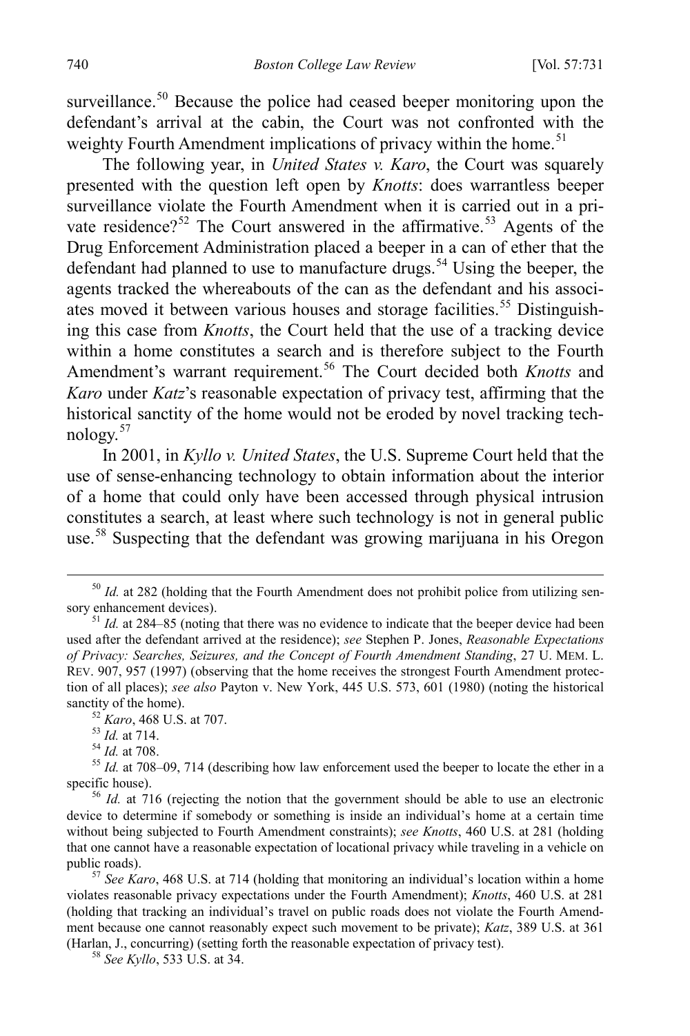surveillance.[50] Because the police had ceased beeper monitoring upon the defendant's arrival at the cabin, the Court was not confronted with the weighty Fourth Amendment implications of privacy within the home.[51]

The following year, in *United States v. Karo*, the Court was squarely presented with the question left open by *Knotts*: does warrantless beeper surveillance violate the Fourth Amendment when it is carried out in a private residence?[52] The Court answered in the affirmative.[53] Agents of the Drug Enforcement Administration placed a beeper in a can of ether that the defendant had planned to use to manufacture drugs.[54] Using the beeper, the agents tracked the whereabouts of the can as the defendant and his associates moved it between various houses and storage facilities.[55] Distinguishing this case from *Knotts*, the Court held that the use of a tracking device within a home constitutes a search and is therefore subject to the Fourth Amendment's warrant requirement.[56] The Court decided both *Knotts* and *Karo* under *Katz*'s reasonable expectation of privacy test, affirming that the historical sanctity of the home would not be eroded by novel tracking technology.[57]

In 2001, in *Kyllo v. United States*, the U.S. Supreme Court held that the use of sense-enhancing technology to obtain information about the interior of a home that could only have been accessed through physical intrusion constitutes a search, at least where such technology is not in general public use.[58] Suspecting that the defendant was growing marijuana in his Oregon

---

[50] *Id.* at 282 (holding that the Fourth Amendment does not prohibit police from utilizing sensory enhancement devices).

[51] *Id.* at 284–85 (noting that there was no evidence to indicate that the beeper device had been used after the defendant arrived at the residence); *see* Stephen P. Jones, *Reasonable Expectations of Privacy: Searches, Seizures, and the Concept of Fourth Amendment Standing*, 27 U. MEM. L. REV. 907, 957 (1997) (observing that the home receives the strongest Fourth Amendment protection of all places); *see also* Payton v. New York, 445 U.S. 573, 601 (1980) (noting the historical sanctity of the home).

[52] *Karo*, 468 U.S. at 707.

[53] *Id.* at 714.

[54] *Id.* at 708.

[55] *Id.* at 708–09, 714 (describing how law enforcement used the beeper to locate the ether in a specific house).

[56] *Id.* at 716 (rejecting the notion that the government should be able to use an electronic device to determine if somebody or something is inside an individual's home at a certain time without being subjected to Fourth Amendment constraints); *see Knotts*, 460 U.S. at 281 (holding that one cannot have a reasonable expectation of locational privacy while traveling in a vehicle on public roads).

[57] *See Karo*, 468 U.S. at 714 (holding that monitoring an individual's location within a home violates reasonable privacy expectations under the Fourth Amendment); *Knotts*, 460 U.S. at 281 (holding that tracking an individual's travel on public roads does not violate the Fourth Amendment because one cannot reasonably expect such movement to be private); *Katz*, 389 U.S. at 361 (Harlan, J., concurring) (setting forth the reasonable expectation of privacy test).

[58] *See Kyllo*, 533 U.S. at 34.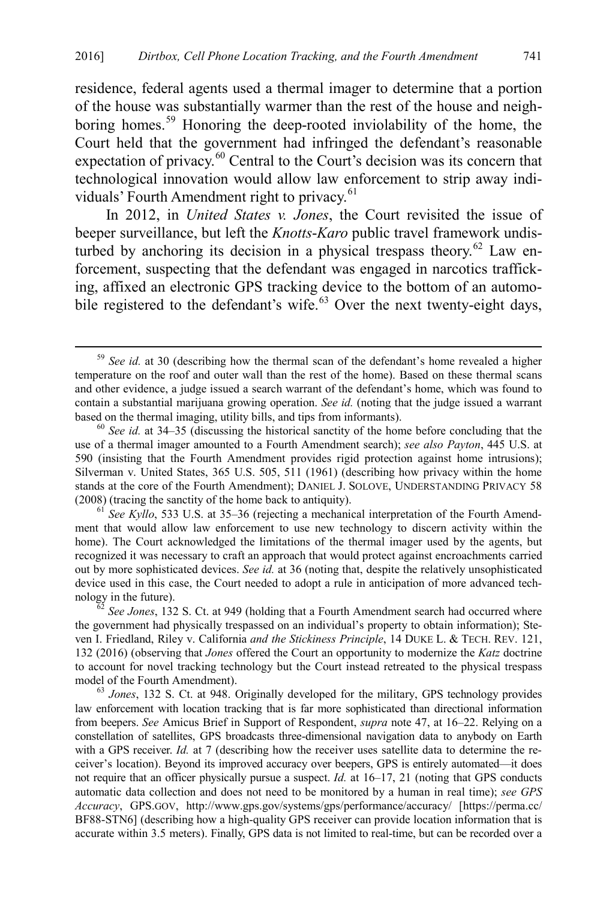residence, federal agents used a thermal imager to determine that a portion of the house was substantially warmer than the rest of the house and neighboring homes.[59] Honoring the deep-rooted inviolability of the home, the Court held that the government had infringed the defendant's reasonable expectation of privacy.[60] Central to the Court's decision was its concern that technological innovation would allow law enforcement to strip away individuals' Fourth Amendment right to privacy.[61]

In 2012, in *United States v. Jones*, the Court revisited the issue of beeper surveillance, but left the *Knotts*-*Karo* public travel framework undisturbed by anchoring its decision in a physical trespass theory.[62] Law enforcement, suspecting that the defendant was engaged in narcotics trafficking, affixed an electronic GPS tracking device to the bottom of an automobile registered to the defendant's wife.[63] Over the next twenty-eight days,

---

[59] *See id.* at 30 (describing how the thermal scan of the defendant's home revealed a higher temperature on the roof and outer wall than the rest of the home). Based on these thermal scans and other evidence, a judge issued a search warrant of the defendant's home, which was found to contain a substantial marijuana growing operation. *See id.* (noting that the judge issued a warrant based on the thermal imaging, utility bills, and tips from informants).

[60] *See id.* at 34–35 (discussing the historical sanctity of the home before concluding that the use of a thermal imager amounted to a Fourth Amendment search); *see also Payton*, 445 U.S. at 590 (insisting that the Fourth Amendment provides rigid protection against home intrusions); Silverman v. United States, 365 U.S. 505, 511 (1961) (describing how privacy within the home stands at the core of the Fourth Amendment); DANIEL J. SOLOVE, UNDERSTANDING PRIVACY 58 (2008) (tracing the sanctity of the home back to antiquity).

[61] *See Kyllo*, 533 U.S. at 35–36 (rejecting a mechanical interpretation of the Fourth Amendment that would allow law enforcement to use new technology to discern activity within the home). The Court acknowledged the limitations of the thermal imager used by the agents, but recognized it was necessary to craft an approach that would protect against encroachments carried out by more sophisticated devices. *See id.* at 36 (noting that, despite the relatively unsophisticated device used in this case, the Court needed to adopt a rule in anticipation of more advanced technology in the future).

[62] *See Jones*, 132 S. Ct. at 949 (holding that a Fourth Amendment search had occurred where the government had physically trespassed on an individual's property to obtain information); Steven I. Friedland, Riley v. California *and the Stickiness Principle*, 14 DUKE L. & TECH. REV. 121, 132 (2016) (observing that *Jones* offered the Court an opportunity to modernize the *Katz* doctrine to account for novel tracking technology but the Court instead retreated to the physical trespass model of the Fourth Amendment).

[63] *Jones*, 132 S. Ct. at 948. Originally developed for the military, GPS technology provides law enforcement with location tracking that is far more sophisticated than directional information from beepers. *See* Amicus Brief in Support of Respondent, *supra* note 47, at 16–22. Relying on a constellation of satellites, GPS broadcasts three-dimensional navigation data to anybody on Earth with a GPS receiver. *Id.* at 7 (describing how the receiver uses satellite data to determine the receiver's location). Beyond its improved accuracy over beepers, GPS is entirely automated—it does not require that an officer physically pursue a suspect. *Id.* at 16–17, 21 (noting that GPS conducts automatic data collection and does not need to be monitored by a human in real time); *see GPS Accuracy*, GPS.GOV, http://www.gps.gov/systems/gps/performance/accuracy/ [https://perma.cc/BF88-STN6] (describing how a high-quality GPS receiver can provide location information that is accurate within 3.5 meters). Finally, GPS data is not limited to real-time, but can be recorded over a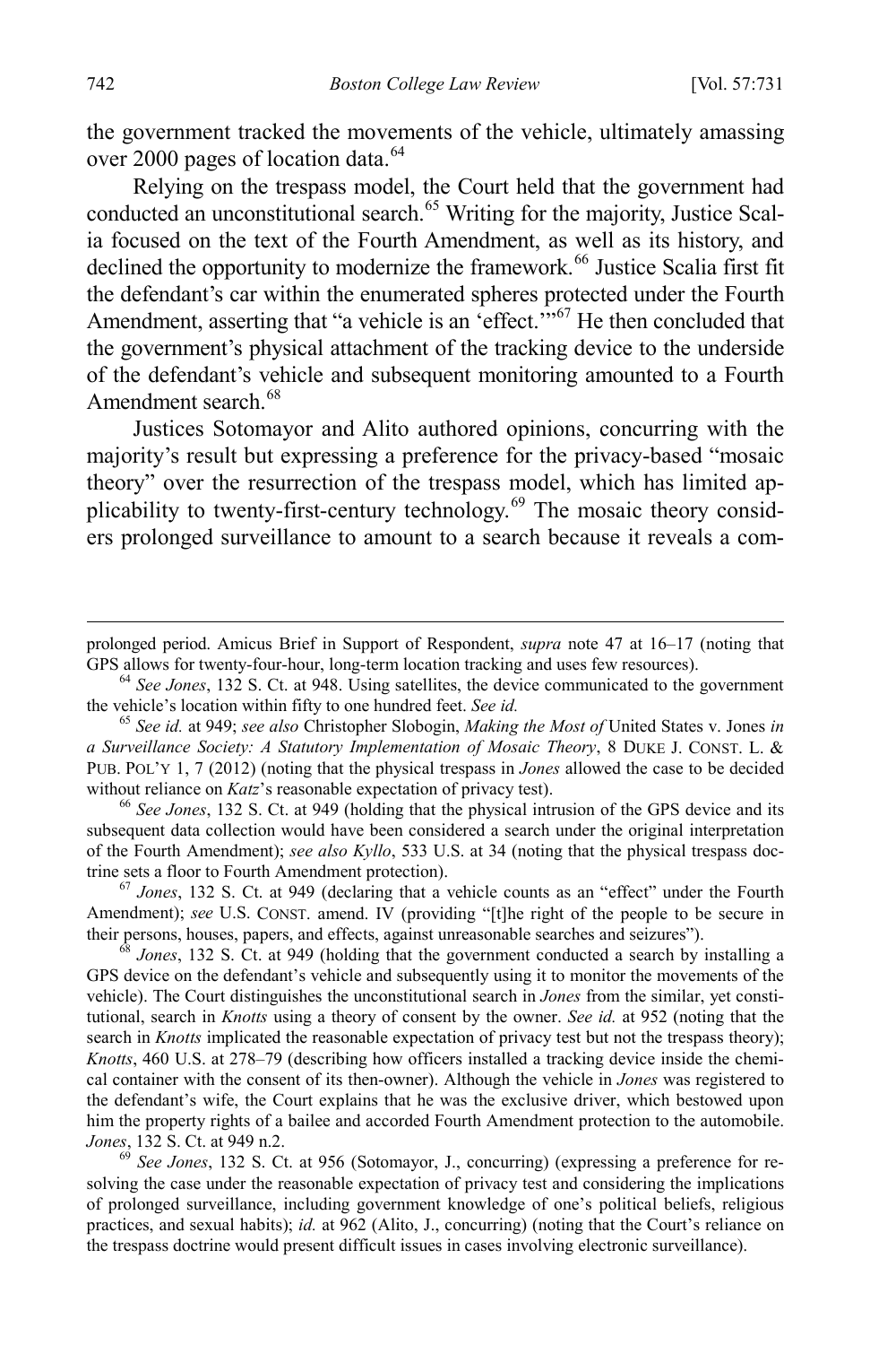the government tracked the movements of the vehicle, ultimately amassing over 2000 pages of location data.[64]

Relying on the trespass model, the Court held that the government had conducted an unconstitutional search.[65] Writing for the majority, Justice Scalia focused on the text of the Fourth Amendment, as well as its history, and declined the opportunity to modernize the framework.[66] Justice Scalia first fit the defendant's car within the enumerated spheres protected under the Fourth Amendment, asserting that "a vehicle is an 'effect.'"[67] He then concluded that the government's physical attachment of the tracking device to the underside of the defendant's vehicle and subsequent monitoring amounted to a Fourth Amendment search.[68]

Justices Sotomayor and Alito authored opinions, concurring with the majority's result but expressing a preference for the privacy-based "mosaic theory" over the resurrection of the trespass model, which has limited applicability to twenty-first-century technology.[69] The mosaic theory considers prolonged surveillance to amount to a search because it reveals a com-

---

prolonged period. Amicus Brief in Support of Respondent, *supra* note 47 at 16–17 (noting that GPS allows for twenty-four-hour, long-term location tracking and uses few resources).

[64] *See Jones*, 132 S. Ct. at 948. Using satellites, the device communicated to the government the vehicle's location within fifty to one hundred feet. *See id.*

[65] *See id.* at 949; *see also* Christopher Slobogin, *Making the Most of* United States v. Jones *in a Surveillance Society: A Statutory Implementation of Mosaic Theory*, 8 DUKE J. CONST. L. & PUB. POL'Y 1, 7 (2012) (noting that the physical trespass in *Jones* allowed the case to be decided without reliance on *Katz*'s reasonable expectation of privacy test).

[66] *See Jones*, 132 S. Ct. at 949 (holding that the physical intrusion of the GPS device and its subsequent data collection would have been considered a search under the original interpretation of the Fourth Amendment); *see also Kyllo*, 533 U.S. at 34 (noting that the physical trespass doctrine sets a floor to Fourth Amendment protection).

[67] *Jones*, 132 S. Ct. at 949 (declaring that a vehicle counts as an "effect" under the Fourth Amendment); *see* U.S. CONST. amend. IV (providing "[t]he right of the people to be secure in their persons, houses, papers, and effects, against unreasonable searches and seizures").

[68] *Jones*, 132 S. Ct. at 949 (holding that the government conducted a search by installing a GPS device on the defendant's vehicle and subsequently using it to monitor the movements of the vehicle). The Court distinguishes the unconstitutional search in *Jones* from the similar, yet constitutional, search in *Knotts* using a theory of consent by the owner. *See id.* at 952 (noting that the search in *Knotts* implicated the reasonable expectation of privacy test but not the trespass theory); *Knotts*, 460 U.S. at 278–79 (describing how officers installed a tracking device inside the chemical container with the consent of its then-owner). Although the vehicle in *Jones* was registered to the defendant's wife, the Court explains that he was the exclusive driver, which bestowed upon him the property rights of a bailee and accorded Fourth Amendment protection to the automobile. *Jones*, 132 S. Ct. at 949 n.2.

[69] *See Jones*, 132 S. Ct. at 956 (Sotomayor, J., concurring) (expressing a preference for resolving the case under the reasonable expectation of privacy test and considering the implications of prolonged surveillance, including government knowledge of one's political beliefs, religious practices, and sexual habits); *id.* at 962 (Alito, J., concurring) (noting that the Court's reliance on the trespass doctrine would present difficult issues in cases involving electronic surveillance).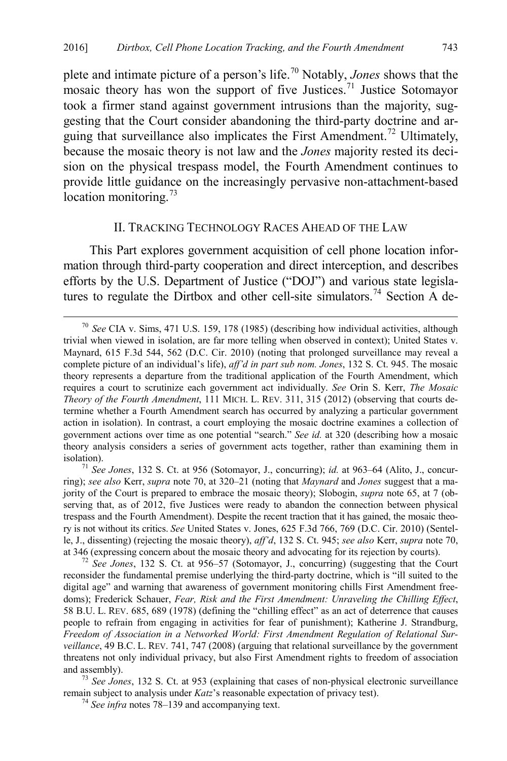plete and intimate picture of a person's life.[70] Notably, *Jones* shows that the mosaic theory has won the support of five Justices.[71] Justice Sotomayor took a firmer stand against government intrusions than the majority, suggesting that the Court consider abandoning the third-party doctrine and arguing that surveillance also implicates the First Amendment.[72] Ultimately, because the mosaic theory is not law and the *Jones* majority rested its decision on the physical trespass model, the Fourth Amendment continues to provide little guidance on the increasingly pervasive non-attachment-based location monitoring.[73]

## II. Tracking Technology Races Ahead of the Law

This Part explores government acquisition of cell phone location information through third-party cooperation and direct interception, and describes efforts by the U.S. Department of Justice ("DOJ") and various state legislatures to regulate the Dirtbox and other cell-site simulators.[74] Section A de-

---

[70] *See* CIA v. Sims, 471 U.S. 159, 178 (1985) (describing how individual activities, although trivial when viewed in isolation, are far more telling when observed in context); United States v. Maynard, 615 F.3d 544, 562 (D.C. Cir. 2010) (noting that prolonged surveillance may reveal a complete picture of an individual's life), *aff'd in part sub nom. Jones*, 132 S. Ct. 945. The mosaic theory represents a departure from the traditional application of the Fourth Amendment, which requires a court to scrutinize each government act individually. *See* Orin S. Kerr, *The Mosaic Theory of the Fourth Amendment*, 111 MICH. L. REV. 311, 315 (2012) (observing that courts determine whether a Fourth Amendment search has occurred by analyzing a particular government action in isolation). In contrast, a court employing the mosaic doctrine examines a collection of government actions over time as one potential "search." *See id.* at 320 (describing how a mosaic theory analysis considers a series of government acts together, rather than examining them in isolation).

[71] *See Jones*, 132 S. Ct. at 956 (Sotomayor, J., concurring); *id.* at 963–64 (Alito, J., concurring); *see also* Kerr, *supra* note 70, at 320–21 (noting that *Maynard* and *Jones* suggest that a majority of the Court is prepared to embrace the mosaic theory); Slobogin, *supra* note 65, at 7 (observing that, as of 2012, five Justices were ready to abandon the connection between physical trespass and the Fourth Amendment). Despite the recent traction that it has gained, the mosaic theory is not without its critics. *See* United States v. Jones, 625 F.3d 766, 769 (D.C. Cir. 2010) (Sentelle, J., dissenting) (rejecting the mosaic theory), *aff'd*, 132 S. Ct. 945; *see also* Kerr, *supra* note 70, at 346 (expressing concern about the mosaic theory and advocating for its rejection by courts).

[72] *See Jones*, 132 S. Ct. at 956–57 (Sotomayor, J., concurring) (suggesting that the Court reconsider the fundamental premise underlying the third-party doctrine, which is "ill suited to the digital age" and warning that awareness of government monitoring chills First Amendment freedoms); Frederick Schauer, *Fear, Risk and the First Amendment: Unraveling the Chilling Effect*, 58 B.U. L. REV. 685, 689 (1978) (defining the "chilling effect" as an act of deterrence that causes people to refrain from engaging in activities for fear of punishment); Katherine J. Strandburg, *Freedom of Association in a Networked World: First Amendment Regulation of Relational Surveillance*, 49 B.C. L. REV. 741, 747 (2008) (arguing that relational surveillance by the government threatens not only individual privacy, but also First Amendment rights to freedom of association and assembly).

[73] *See Jones*, 132 S. Ct. at 953 (explaining that cases of non-physical electronic surveillance remain subject to analysis under *Katz*'s reasonable expectation of privacy test).

[74] *See infra* notes 78–139 and accompanying text.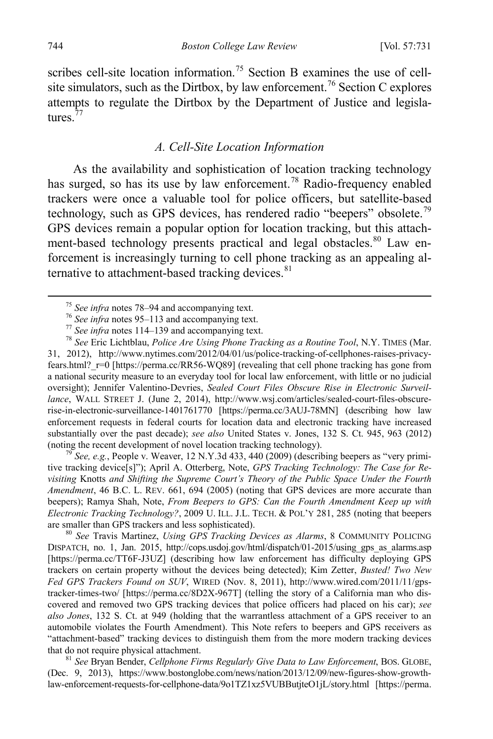scribes cell-site location information.[75] Section B examines the use of cell-site simulators, such as the Dirtbox, by law enforcement.[76] Section C explores attempts to regulate the Dirtbox by the Department of Justice and legislatures.[77]

### *A. Cell-Site Location Information*

As the availability and sophistication of location tracking technology has surged, so has its use by law enforcement.[78] Radio-frequency enabled trackers were once a valuable tool for police officers, but satellite-based technology, such as GPS devices, has rendered radio "beepers" obsolete.[79] GPS devices remain a popular option for location tracking, but this attachment-based technology presents practical and legal obstacles.[80] Law enforcement is increasingly turning to cell phone tracking as an appealing alternative to attachment-based tracking devices.[81]

---

[75] *See infra* notes 78–94 and accompanying text.

[76] *See infra* notes 95–113 and accompanying text.

[77] *See infra* notes 114–139 and accompanying text.

[78] *See* Eric Lichtblau, *Police Are Using Phone Tracking as a Routine Tool*, N.Y. TIMES (Mar. 31, 2012), http://www.nytimes.com/2012/04/01/us/police-tracking-of-cellphones-raises-privacy-fears.html?_r=0 [https://perma.cc/RR56-WQ89] (revealing that cell phone tracking has gone from a national security measure to an everyday tool for local law enforcement, with little or no judicial oversight); Jennifer Valentino-Devries, *Sealed Court Files Obscure Rise in Electronic Surveillance*, WALL STREET J. (June 2, 2014), http://www.wsj.com/articles/sealed-court-files-obscure-rise-in-electronic-surveillance-1401761770 [https://perma.cc/3AUJ-78MN] (describing how law enforcement requests in federal courts for location data and electronic tracking have increased substantially over the past decade); *see also* United States v. Jones, 132 S. Ct. 945, 963 (2012) (noting the recent development of novel location tracking technology).

[79] *See, e.g.*, People v. Weaver, 12 N.Y.3d 433, 440 (2009) (describing beepers as "very primitive tracking device[s]"); April A. Otterberg, Note, *GPS Tracking Technology: The Case for Revisiting* Knotts *and Shifting the Supreme Court's Theory of the Public Space Under the Fourth Amendment*, 46 B.C. L. REV. 661, 694 (2005) (noting that GPS devices are more accurate than beepers); Ramya Shah, Note, *From Beepers to GPS: Can the Fourth Amendment Keep up with Electronic Tracking Technology?*, 2009 U. ILL. J.L. TECH. & POL'Y 281, 285 (noting that beepers are smaller than GPS trackers and less sophisticated).

[80] *See* Travis Martinez, *Using GPS Tracking Devices as Alarms*, 8 COMMUNITY POLICING DISPATCH, no. 1, Jan. 2015, http://cops.usdoj.gov/html/dispatch/01-2015/using_gps_as_alarms.asp [https://perma.cc/TT6F-J3UZ] (describing how law enforcement has difficulty deploying GPS trackers on certain property without the devices being detected); Kim Zetter, *Busted! Two New Fed GPS Trackers Found on SUV*, WIRED (Nov. 8, 2011), http://www.wired.com/2011/11/gps-tracker-times-two/ [https://perma.cc/8D2X-967T] (telling the story of a California man who discovered and removed two GPS tracking devices that police officers had placed on his car); *see also Jones*, 132 S. Ct. at 949 (holding that the warrantless attachment of a GPS receiver to an automobile violates the Fourth Amendment). This Note refers to beepers and GPS receivers as "attachment-based" tracking devices to distinguish them from the more modern tracking devices that do not require physical attachment.

[81] *See* Bryan Bender, *Cellphone Firms Regularly Give Data to Law Enforcement*, BOS. GLOBE, (Dec. 9, 2013), https://www.bostonglobe.com/news/nation/2013/12/09/new-figures-show-growth-law-enforcement-requests-for-cellphone-data/9o1TZ1xz5VUBButjteO1jL/story.html [https://perma.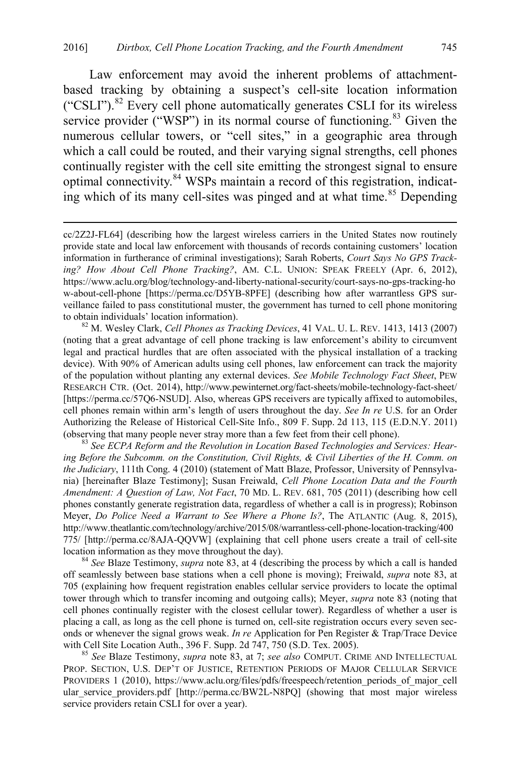Law enforcement may avoid the inherent problems of attachment-based tracking by obtaining a suspect's cell-site location information ("CSLI").[82] Every cell phone automatically generates CSLI for its wireless service provider ("WSP") in its normal course of functioning.[83] Given the numerous cellular towers, or "cell sites," in a geographic area through which a call could be routed, and their varying signal strengths, cell phones continually register with the cell site emitting the strongest signal to ensure optimal connectivity.[84] WSPs maintain a record of this registration, indicating which of its many cell-sites was pinged and at what time.[85] Depending

---

cc/2Z2J-FL64] (describing how the largest wireless carriers in the United States now routinely provide state and local law enforcement with thousands of records containing customers' location information in furtherance of criminal investigations); Sarah Roberts, *Court Says No GPS Tracking? How About Cell Phone Tracking?*, AM. C.L. UNION: SPEAK FREELY (Apr. 6, 2012), https://www.aclu.org/blog/technology-and-liberty-national-security/court-says-no-gps-tracking-how-about-cell-phone [https://perma.cc/D5YB-8PFE] (describing how after warrantless GPS surveillance failed to pass constitutional muster, the government has turned to cell phone monitoring to obtain individuals' location information).

[82] M. Wesley Clark, *Cell Phones as Tracking Devices*, 41 VAL. U. L. REV. 1413, 1413 (2007) (noting that a great advantage of cell phone tracking is law enforcement's ability to circumvent legal and practical hurdles that are often associated with the physical installation of a tracking device). With 90% of American adults using cell phones, law enforcement can track the majority of the population without planting any external devices. *See Mobile Technology Fact Sheet*, PEW RESEARCH CTR. (Oct. 2014), http://www.pewinternet.org/fact-sheets/mobile-technology-fact-sheet/ [https://perma.cc/57Q6-NSUD]. Also, whereas GPS receivers are typically affixed to automobiles, cell phones remain within arm's length of users throughout the day. *See In re* U.S. for an Order Authorizing the Release of Historical Cell-Site Info., 809 F. Supp. 2d 113, 115 (E.D.N.Y. 2011) (observing that many people never stray more than a few feet from their cell phone).

[83] *See ECPA Reform and the Revolution in Location Based Technologies and Services: Hearing Before the Subcomm. on the Constitution, Civil Rights, & Civil Liberties of the H. Comm. on the Judiciary*, 111th Cong. 4 (2010) (statement of Matt Blaze, Professor, University of Pennsylvania) [hereinafter Blaze Testimony]; Susan Freiwald, *Cell Phone Location Data and the Fourth Amendment: A Question of Law, Not Fact*, 70 MD. L. REV. 681, 705 (2011) (describing how cell phones constantly generate registration data, regardless of whether a call is in progress); Robinson Meyer, *Do Police Need a Warrant to See Where a Phone Is?*, The ATLANTIC (Aug. 8, 2015), http://www.theatlantic.com/technology/archive/2015/08/warrantless-cell-phone-location-tracking/400775/ [http://perma.cc/8AJA-QQVW] (explaining that cell phone users create a trail of cell-site location information as they move throughout the day).

[84] *See* Blaze Testimony, *supra* note 83, at 4 (describing the process by which a call is handed off seamlessly between base stations when a cell phone is moving); Freiwald, *supra* note 83, at 705 (explaining how frequent registration enables cellular service providers to locate the optimal tower through which to transfer incoming and outgoing calls); Meyer, *supra* note 83 (noting that cell phones continually register with the closest cellular tower). Regardless of whether a user is placing a call, as long as the cell phone is turned on, cell-site registration occurs every seven seconds or whenever the signal grows weak. *In re* Application for Pen Register & Trap/Trace Device with Cell Site Location Auth., 396 F. Supp. 2d 747, 750 (S.D. Tex. 2005).

[85] *See* Blaze Testimony, *supra* note 83, at 7; *see also* COMPUT. CRIME AND INTELLECTUAL PROP. SECTION, U.S. DEP'T OF JUSTICE, RETENTION PERIODS OF MAJOR CELLULAR SERVICE PROVIDERS 1 (2010), https://www.aclu.org/files/pdfs/freespeech/retention_periods_of_major_cellular_service_providers.pdf [http://perma.cc/BW2L-N8PQ] (showing that most major wireless service providers retain CSLI for over a year).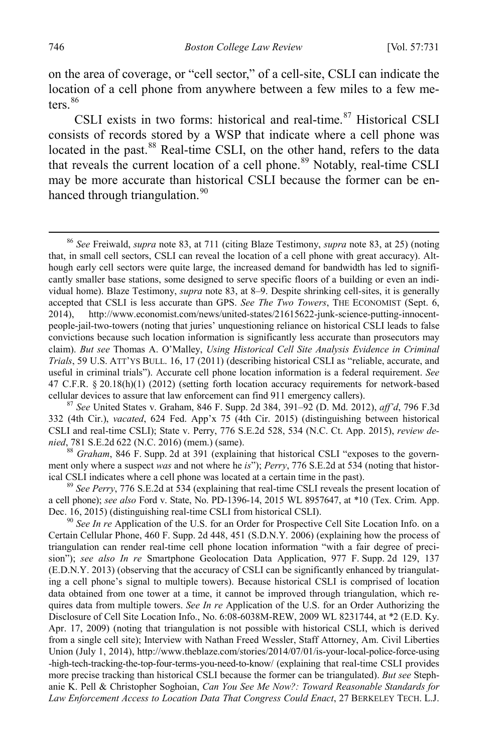on the area of coverage, or "cell sector," of a cell-site, CSLI can indicate the location of a cell phone from anywhere between a few miles to a few meters.[86]

CSLI exists in two forms: historical and real-time.[87] Historical CSLI consists of records stored by a WSP that indicate where a cell phone was located in the past.[88] Real-time CSLI, on the other hand, refers to the data that reveals the current location of a cell phone.[89] Notably, real-time CSLI may be more accurate than historical CSLI because the former can be enhanced through triangulation.[90]

---

[86] *See* Freiwald, *supra* note 83, at 711 (citing Blaze Testimony, *supra* note 83, at 25) (noting that, in small cell sectors, CSLI can reveal the location of a cell phone with great accuracy). Although early cell sectors were quite large, the increased demand for bandwidth has led to significantly smaller base stations, some designed to serve specific floors of a building or even an individual home). Blaze Testimony, *supra* note 83, at 8–9. Despite shrinking cell-sites, it is generally accepted that CSLI is less accurate than GPS. *See The Two Towers*, THE ECONOMIST (Sept. 6, 2014), http://www.economist.com/news/united-states/21615622-junk-science-putting-innocent-people-jail-two-towers (noting that juries' unquestioning reliance on historical CSLI leads to false convictions because such location information is significantly less accurate than prosecutors may claim). *But see* Thomas A. O'Malley, *Using Historical Cell Site Analysis Evidence in Criminal Trials*, 59 U.S. ATT'YS BULL. 16, 17 (2011) (describing historical CSLI as "reliable, accurate, and useful in criminal trials"). Accurate cell phone location information is a federal requirement. *See* 47 C.F.R. § 20.18(h)(1) (2012) (setting forth location accuracy requirements for network-based cellular devices to assure that law enforcement can find 911 emergency callers).

[87] *See* United States v. Graham, 846 F. Supp. 2d 384, 391–92 (D. Md. 2012), *aff'd*, 796 F.3d 332 (4th Cir.), *vacated*, 624 Fed. App'x 75 (4th Cir. 2015) (distinguishing between historical CSLI and real-time CSLI); State v. Perry, 776 S.E.2d 528, 534 (N.C. Ct. App. 2015), *review denied*, 781 S.E.2d 622 (N.C. 2016) (mem.) (same).

[88] *Graham*, 846 F. Supp. 2d at 391 (explaining that historical CSLI "exposes to the government only where a suspect *was* and not where he *is*"); *Perry*, 776 S.E.2d at 534 (noting that historical CSLI indicates where a cell phone was located at a certain time in the past).

[89] *See Perry*, 776 S.E.2d at 534 (explaining that real-time CSLI reveals the present location of a cell phone); *see also* Ford v. State, No. PD-1396-14, 2015 WL 8957647, at *10 (Tex. Crim. App. Dec. 16, 2015) (distinguishing real-time CSLI from historical CSLI).

[90] *See In re* Application of the U.S. for an Order for Prospective Cell Site Location Info. on a Certain Cellular Phone, 460 F. Supp. 2d 448, 451 (S.D.N.Y. 2006) (explaining how the process of triangulation can render real-time cell phone location information "with a fair degree of precision"); *see also In re* Smartphone Geolocation Data Application, 977 F. Supp. 2d 129, 137 (E.D.N.Y. 2013) (observing that the accuracy of CSLI can be significantly enhanced by triangulating a cell phone's signal to multiple towers). Because historical CSLI is comprised of location data obtained from one tower at a time, it cannot be improved through triangulation, which requires data from multiple towers. *See In re* Application of the U.S. for an Order Authorizing the Disclosure of Cell Site Location Info., No. 6:08-6038M-REW, 2009 WL 8231744, at *2 (E.D. Ky. Apr. 17, 2009) (noting that triangulation is not possible with historical CSLI, which is derived from a single cell site); Interview with Nathan Freed Wessler, Staff Attorney, Am. Civil Liberties Union (July 1, 2014), http://www.theblaze.com/stories/2014/07/01/is-your-local-police-force-using-high-tech-tracking-the-top-four-terms-you-need-to-know/ (explaining that real-time CSLI provides more precise tracking than historical CSLI because the former can be triangulated). *But see* Stephanie K. Pell & Christopher Soghoian, *Can You See Me Now?: Toward Reasonable Standards for Law Enforcement Access to Location Data That Congress Could Enact*, 27 BERKELEY TECH. L.J.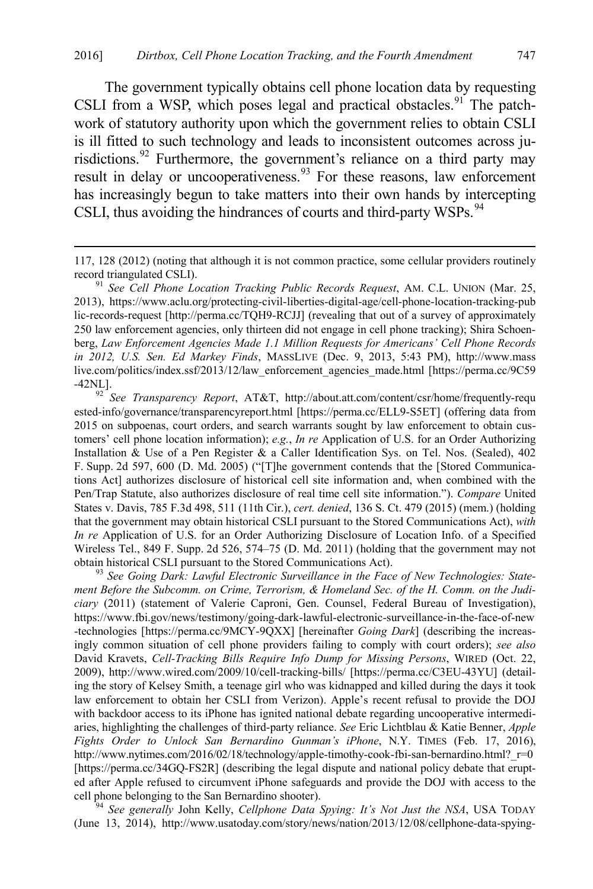The government typically obtains cell phone location data by requesting CSLI from a WSP, which poses legal and practical obstacles.[91] The patchwork of statutory authority upon which the government relies to obtain CSLI is ill fitted to such technology and leads to inconsistent outcomes across jurisdictions.[92] Furthermore, the government's reliance on a third party may result in delay or uncooperativeness.[93] For these reasons, law enforcement has increasingly begun to take matters into their own hands by intercepting CSLI, thus avoiding the hindrances of courts and third-party WSPs.[94]

---

117, 128 (2012) (noting that although it is not common practice, some cellular providers routinely record triangulated CSLI).

[91] *See Cell Phone Location Tracking Public Records Request*, AM. C.L. UNION (Mar. 25, 2013), https://www.aclu.org/protecting-civil-liberties-digital-age/cell-phone-location-tracking-public-records-request [http://perma.cc/TQH9-RCJJ] (revealing that out of a survey of approximately 250 law enforcement agencies, only thirteen did not engage in cell phone tracking); Shira Schoenberg, *Law Enforcement Agencies Made 1.1 Million Requests for Americans' Cell Phone Records in 2012, U.S. Sen. Ed Markey Finds*, MASSLIVE (Dec. 9, 2013, 5:43 PM), http://www.masslive.com/politics/index.ssf/2013/12/law_enforcement_agencies_made.html [https://perma.cc/9C59-42NL].

[92] *See Transparency Report*, AT&T, http://about.att.com/content/csr/home/frequently-requested-info/governance/transparencyreport.html [https://perma.cc/ELL9-S5ET] (offering data from 2015 on subpoenas, court orders, and search warrants sought by law enforcement to obtain customers' cell phone location information); *e.g.*, *In re* Application of U.S. for an Order Authorizing Installation & Use of a Pen Register & a Caller Identification Sys. on Tel. Nos. (Sealed), 402 F. Supp. 2d 597, 600 (D. Md. 2005) ("[T]he government contends that the [Stored Communications Act] authorizes disclosure of historical cell site information and, when combined with the Pen/Trap Statute, also authorizes disclosure of real time cell site information."). *Compare* United States v. Davis, 785 F.3d 498, 511 (11th Cir.), *cert. denied*, 136 S. Ct. 479 (2015) (mem.) (holding that the government may obtain historical CSLI pursuant to the Stored Communications Act), *with In re* Application of U.S. for an Order Authorizing Disclosure of Location Info. of a Specified Wireless Tel., 849 F. Supp. 2d 526, 574–75 (D. Md. 2011) (holding that the government may not obtain historical CSLI pursuant to the Stored Communications Act).

[93] *See Going Dark: Lawful Electronic Surveillance in the Face of New Technologies: Statement Before the Subcomm. on Crime, Terrorism, & Homeland Sec. of the H. Comm. on the Judiciary* (2011) (statement of Valerie Caproni, Gen. Counsel, Federal Bureau of Investigation), https://www.fbi.gov/news/testimony/going-dark-lawful-electronic-surveillance-in-the-face-of-new-technologies [https://perma.cc/9MCY-9QXX] [hereinafter *Going Dark*] (describing the increasingly common situation of cell phone providers failing to comply with court orders); *see also* David Kravets, *Cell-Tracking Bills Require Info Dump for Missing Persons*, WIRED (Oct. 22, 2009), http://www.wired.com/2009/10/cell-tracking-bills/ [https://perma.cc/C3EU-43YU] (detailing the story of Kelsey Smith, a teenage girl who was kidnapped and killed during the days it took law enforcement to obtain her CSLI from Verizon). Apple's recent refusal to provide the DOJ with backdoor access to its iPhone has ignited national debate regarding uncooperative intermediaries, highlighting the challenges of third-party reliance. *See* Eric Lichtblau & Katie Benner, *Apple Fights Order to Unlock San Bernardino Gunman's iPhone*, N.Y. TIMES (Feb. 17, 2016), http://www.nytimes.com/2016/02/18/technology/apple-timothy-cook-fbi-san-bernardino.html?_r=0 [https://perma.cc/34GQ-FS2R] (describing the legal dispute and national policy debate that erupted after Apple refused to circumvent iPhone safeguards and provide the DOJ with access to the cell phone belonging to the San Bernardino shooter).

[94] *See generally* John Kelly, *Cellphone Data Spying: It's Not Just the NSA*, USA TODAY (June 13, 2014), http://www.usatoday.com/story/news/nation/2013/12/08/cellphone-data-spying-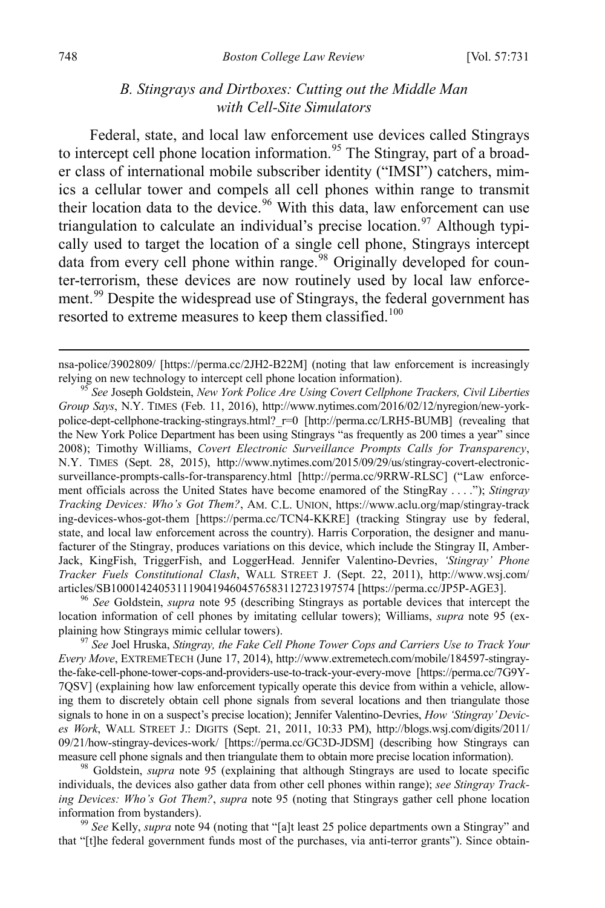### B. Stingrays and Dirtboxes: Cutting out the Middle Man with Cell-Site Simulators

Federal, state, and local law enforcement use devices called Stingrays to intercept cell phone location information.[95] The Stingray, part of a broader class of international mobile subscriber identity ("IMSI") catchers, mimics a cellular tower and compels all cell phones within range to transmit their location data to the device.[96] With this data, law enforcement can use triangulation to calculate an individual's precise location.[97] Although typically used to target the location of a single cell phone, Stingrays intercept data from every cell phone within range.[98] Originally developed for counter-terrorism, these devices are now routinely used by local law enforcement.[99] Despite the widespread use of Stingrays, the federal government has resorted to extreme measures to keep them classified.[100]

---

nsa-police/3902809/ [https://perma.cc/2JH2-B22M] (noting that law enforcement is increasingly relying on new technology to intercept cell phone location information).

[95] *See* Joseph Goldstein, *New York Police Are Using Covert Cellphone Trackers, Civil Liberties Group Says*, N.Y. TIMES (Feb. 11, 2016), http://www.nytimes.com/2016/02/12/nyregion/new-york-police-dept-cellphone-tracking-stingrays.html?_r=0 [http://perma.cc/LRH5-BUMB] (revealing that the New York Police Department has been using Stingrays "as frequently as 200 times a year" since 2008); Timothy Williams, *Covert Electronic Surveillance Prompts Calls for Transparency*, N.Y. TIMES (Sept. 28, 2015), http://www.nytimes.com/2015/09/29/us/stingray-covert-electronic-surveillance-prompts-calls-for-transparency.html [http://perma.cc/9RRW-RLSC] ("Law enforcement officials across the United States have become enamored of the StingRay . . . ."); *Stingray Tracking Devices: Who's Got Them?*, AM. C.L. UNION, https://www.aclu.org/map/stingray-tracking-devices-whos-got-them [https://perma.cc/TCN4-KKRE] (tracking Stingray use by federal, state, and local law enforcement across the country). Harris Corporation, the designer and manufacturer of the Stingray, produces variations on this device, which include the Stingray II, AmberJack, KingFish, TriggerFish, and LoggerHead. Jennifer Valentino-Devries, *'Stingray' Phone Tracker Fuels Constitutional Clash*, WALL STREET J. (Sept. 22, 2011), http://www.wsj.com/articles/SB10001424053111904194604576583112723197574 [https://perma.cc/JP5P-AGE3].

[96] *See* Goldstein, *supra* note 95 (describing Stingrays as portable devices that intercept the location information of cell phones by imitating cellular towers); Williams, *supra* note 95 (explaining how Stingrays mimic cellular towers).

[97] *See* Joel Hruska, *Stingray, the Fake Cell Phone Tower Cops and Carriers Use to Track Your Every Move*, EXTREMETECH (June 17, 2014), http://www.extremetech.com/mobile/184597-stingray-the-fake-cell-phone-tower-cops-and-providers-use-to-track-your-every-move [https://perma.cc/7G9Y-7QSV] (explaining how law enforcement typically operate this device from within a vehicle, allowing them to discretely obtain cell phone signals from several locations and then triangulate those signals to hone in on a suspect's precise location); Jennifer Valentino-Devries, *How 'Stingray' Devices Work*, WALL STREET J.: DIGITS (Sept. 21, 2011, 10:33 PM), http://blogs.wsj.com/digits/2011/09/21/how-stingray-devices-work/ [https://perma.cc/GC3D-JDSM] (describing how Stingrays can measure cell phone signals and then triangulate them to obtain more precise location information).

[98] Goldstein, *supra* note 95 (explaining that although Stingrays are used to locate specific individuals, the devices also gather data from other cell phones within range); *see Stingray Tracking Devices: Who's Got Them?*, *supra* note 95 (noting that Stingrays gather cell phone location information from bystanders).

[99] *See* Kelly, *supra* note 94 (noting that "[a]t least 25 police departments own a Stingray" and that "[t]he federal government funds most of the purchases, via anti-terror grants"). Since obtain-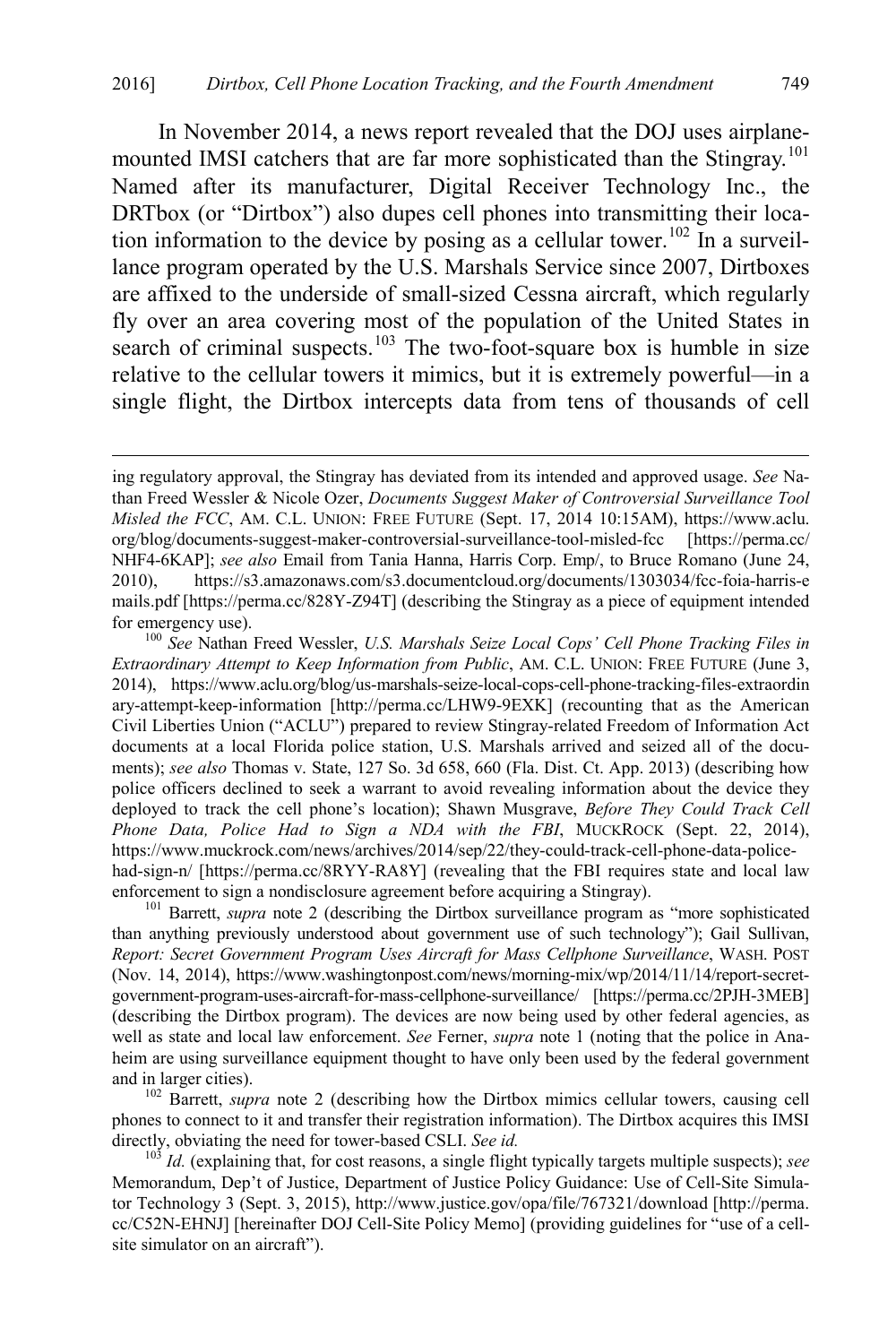In November 2014, a news report revealed that the DOJ uses airplane-mounted IMSI catchers that are far more sophisticated than the Stingray.[101] Named after its manufacturer, Digital Receiver Technology Inc., the DRTbox (or "Dirtbox") also dupes cell phones into transmitting their location information to the device by posing as a cellular tower.[102] In a surveillance program operated by the U.S. Marshals Service since 2007, Dirtboxes are affixed to the underside of small-sized Cessna aircraft, which regularly fly over an area covering most of the population of the United States in search of criminal suspects.[103] The two-foot-square box is humble in size relative to the cellular towers it mimics, but it is extremely powerful—in a single flight, the Dirtbox intercepts data from tens of thousands of cell

---

ing regulatory approval, the Stingray has deviated from its intended and approved usage. *See* Nathan Freed Wessler & Nicole Ozer, *Documents Suggest Maker of Controversial Surveillance Tool Misled the FCC*, AM. C.L. UNION: FREE FUTURE (Sept. 17, 2014 10:15AM), https://www.aclu.org/blog/documents-suggest-maker-controversial-surveillance-tool-misled-fcc [https://perma.cc/NHF4-6KAP]; *see also* Email from Tania Hanna, Harris Corp. Emp/, to Bruce Romano (June 24, 2010), https://s3.amazonaws.com/s3.documentcloud.org/documents/1303034/fcc-foia-harris-emails.pdf [https://perma.cc/828Y-Z94T] (describing the Stingray as a piece of equipment intended for emergency use).

[100] *See* Nathan Freed Wessler, *U.S. Marshals Seize Local Cops' Cell Phone Tracking Files in Extraordinary Attempt to Keep Information from Public*, AM. C.L. UNION: FREE FUTURE (June 3, 2014), https://www.aclu.org/blog/us-marshals-seize-local-cops-cell-phone-tracking-files-extraordinary-attempt-keep-information [http://perma.cc/LHW9-9EXK] (recounting that as the American Civil Liberties Union ("ACLU") prepared to review Stingray-related Freedom of Information Act documents at a local Florida police station, U.S. Marshals arrived and seized all of the documents); *see also* Thomas v. State, 127 So. 3d 658, 660 (Fla. Dist. Ct. App. 2013) (describing how police officers declined to seek a warrant to avoid revealing information about the device they deployed to track the cell phone's location); Shawn Musgrave, *Before They Could Track Cell Phone Data, Police Had to Sign a NDA with the FBI*, MUCKROCK (Sept. 22, 2014), https://www.muckrock.com/news/archives/2014/sep/22/they-could-track-cell-phone-data-police-had-sign-n/ [https://perma.cc/8RYY-RA8Y] (revealing that the FBI requires state and local law enforcement to sign a nondisclosure agreement before acquiring a Stingray).

[101] Barrett, *supra* note 2 (describing the Dirtbox surveillance program as "more sophisticated than anything previously understood about government use of such technology"); Gail Sullivan, *Report: Secret Government Program Uses Aircraft for Mass Cellphone Surveillance*, WASH. POST (Nov. 14, 2014), https://www.washingtonpost.com/news/morning-mix/wp/2014/11/14/report-secret-government-program-uses-aircraft-for-mass-cellphone-surveillance/ [https://perma.cc/2PJH-3MEB] (describing the Dirtbox program). The devices are now being used by other federal agencies, as well as state and local law enforcement. *See* Ferner, *supra* note 1 (noting that the police in Anaheim are using surveillance equipment thought to have only been used by the federal government and in larger cities).

[102] Barrett, *supra* note 2 (describing how the Dirtbox mimics cellular towers, causing cell phones to connect to it and transfer their registration information). The Dirtbox acquires this IMSI directly, obviating the need for tower-based CSLI. *See id.*

[103] *Id.* (explaining that, for cost reasons, a single flight typically targets multiple suspects); *see* Memorandum, Dep't of Justice, Department of Justice Policy Guidance: Use of Cell-Site Simulator Technology 3 (Sept. 3, 2015), http://www.justice.gov/opa/file/767321/download [http://perma.cc/C52N-EHNJ] [hereinafter DOJ Cell-Site Policy Memo] (providing guidelines for "use of a cell-site simulator on an aircraft").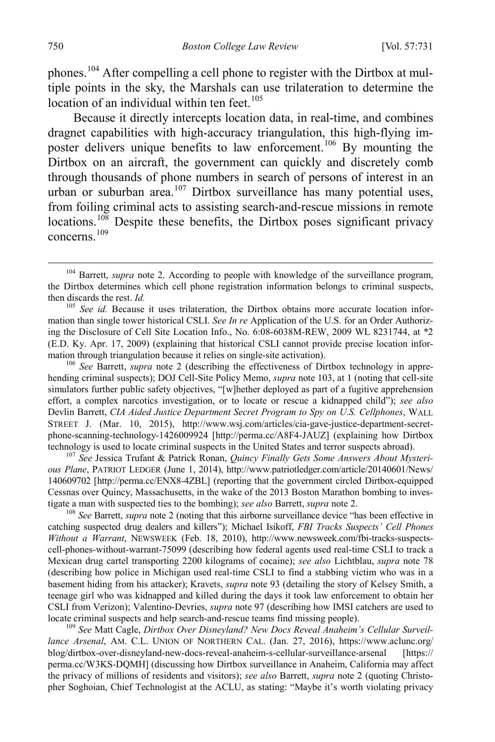phones.[104] After compelling a cell phone to register with the Dirtbox at multiple points in the sky, the Marshals can use trilateration to determine the location of an individual within ten feet.[105]

Because it directly intercepts location data, in real-time, and combines dragnet capabilities with high-accuracy triangulation, this high-flying imposter delivers unique benefits to law enforcement.[106] By mounting the Dirtbox on an aircraft, the government can quickly and discretely comb through thousands of phone numbers in search of persons of interest in an urban or suburban area.[107] Dirtbox surveillance has many potential uses, from foiling criminal acts to assisting search-and-rescue missions in remote locations.[108] Despite these benefits, the Dirtbox poses significant privacy concerns.[109]

---

[104] Barrett, *supra* note 2. According to people with knowledge of the surveillance program, the Dirtbox determines which cell phone registration information belongs to criminal suspects, then discards the rest. *Id.*

[105] *See id.* Because it uses trilateration, the Dirtbox obtains more accurate location information than single tower historical CSLI. *See In re* Application of the U.S. for an Order Authorizing the Disclosure of Cell Site Location Info., No. 6:08-6038M-REW, 2009 WL 8231744, at *2 (E.D. Ky. Apr. 17, 2009) (explaining that historical CSLI cannot provide precise location information through triangulation because it relies on single-site activation).

[106] *See* Barrett, *supra* note 2 (describing the effectiveness of Dirtbox technology in apprehending criminal suspects); DOJ Cell-Site Policy Memo, *supra* note 103, at 1 (noting that cell-site simulators further public safety objectives, "[w]hether deployed as part of a fugitive apprehension effort, a complex narcotics investigation, or to locate or rescue a kidnapped child"); *see also* Devlin Barrett, *CIA Aided Justice Department Secret Program to Spy on U.S. Cellphones*, WALL STREET J. (Mar. 10, 2015), http://www.wsj.com/articles/cia-gave-justice-department-secret-phone-scanning-technology-1426009924 [http://perma.cc/A8F4-JAUZ] (explaining how Dirtbox technology is used to locate criminal suspects in the United States and terror suspects abroad).

[107] *See* Jessica Trufant & Patrick Ronan, *Quincy Finally Gets Some Answers About Mysterious Plane*, PATRIOT LEDGER (June 1, 2014), http://www.patriotledger.com/article/20140601/News/140609702 [http://perma.cc/ENX8-4ZBL] (reporting that the government circled Dirtbox-equipped Cessnas over Quincy, Massachusetts, in the wake of the 2013 Boston Marathon bombing to investigate a man with suspected ties to the bombing); *see also* Barrett, *supra* note 2.

[108] *See* Barrett, *supra* note 2 (noting that this airborne surveillance device "has been effective in catching suspected drug dealers and killers"); Michael Isikoff, *FBI Tracks Suspects' Cell Phones Without a Warrant*, NEWSWEEK (Feb. 18, 2010), http://www.newsweek.com/fbi-tracks-suspects-cell-phones-without-warrant-75099 (describing how federal agents used real-time CSLI to track a Mexican drug cartel transporting 2200 kilograms of cocaine); *see also* Lichtblau, *supra* note 78 (describing how police in Michigan used real-time CSLI to find a stabbing victim who was in a basement hiding from his attacker); Kravets, *supra* note 93 (detailing the story of Kelsey Smith, a teenage girl who was kidnapped and killed during the days it took law enforcement to obtain her CSLI from Verizon); Valentino-Devries, *supra* note 97 (describing how IMSI catchers are used to locate criminal suspects and help search-and-rescue teams find missing people).

[109] *See* Matt Cagle, *Dirtbox Over Disneyland? New Docs Reveal Anaheim's Cellular Surveillance Arsenal*, AM. C.L. UNION OF NORTHERN CAL. (Jan. 27, 2016), https://www.aclunc.org/blog/dirtbox-over-disneyland-new-docs-reveal-anaheim-s-cellular-surveillance-arsenal [https://perma.cc/W3KS-DQMH] (discussing how Dirtbox surveillance in Anaheim, California may affect the privacy of millions of residents and visitors); *see also* Barrett, *supra* note 2 (quoting Christopher Soghoian, Chief Technologist at the ACLU, as stating: "Maybe it's worth violating privacy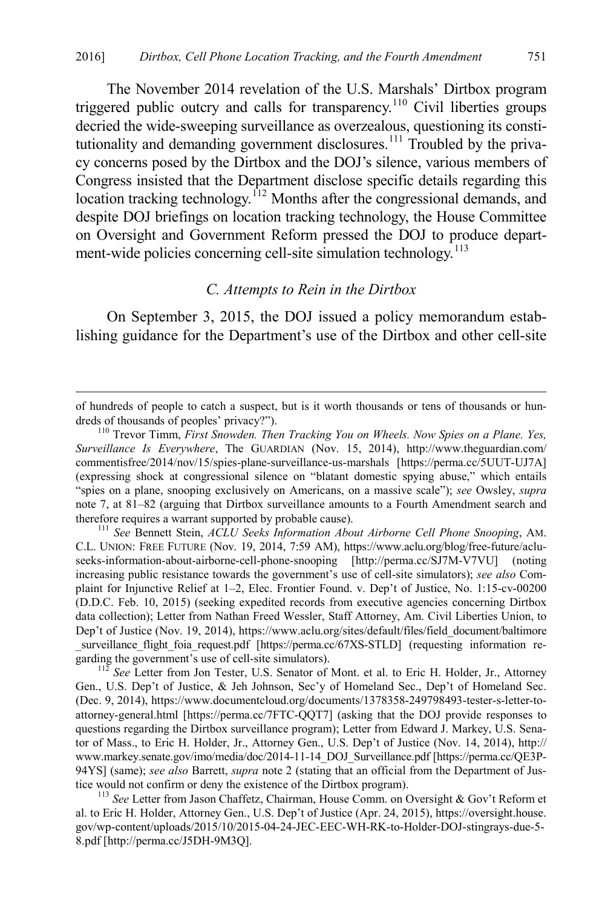The November 2014 revelation of the U.S. Marshals' Dirtbox program triggered public outcry and calls for transparency.[110] Civil liberties groups decried the wide-sweeping surveillance as overzealous, questioning its constitutionality and demanding government disclosures.[111] Troubled by the privacy concerns posed by the Dirtbox and the DOJ's silence, various members of Congress insisted that the Department disclose specific details regarding this location tracking technology.[112] Months after the congressional demands, and despite DOJ briefings on location tracking technology, the House Committee on Oversight and Government Reform pressed the DOJ to produce department-wide policies concerning cell-site simulation technology.[113]

### *C. Attempts to Rein in the Dirtbox*

On September 3, 2015, the DOJ issued a policy memorandum establishing guidance for the Department's use of the Dirtbox and other cell-site

---

of hundreds of people to catch a suspect, but is it worth thousands or tens of thousands or hundreds of thousands of peoples' privacy?").

[110] Trevor Timm, *First Snowden. Then Tracking You on Wheels. Now Spies on a Plane. Yes, Surveillance Is Everywhere*, The GUARDIAN (Nov. 15, 2014), http://www.theguardian.com/commentisfree/2014/nov/15/spies-plane-surveillance-us-marshals [https://perma.cc/5UUT-UJ7A] (expressing shock at congressional silence on "blatant domestic spying abuse," which entails "spies on a plane, snooping exclusively on Americans, on a massive scale"); *see* Owsley, *supra* note 7, at 81–82 (arguing that Dirtbox surveillance amounts to a Fourth Amendment search and therefore requires a warrant supported by probable cause).

[111] *See* Bennett Stein, *ACLU Seeks Information About Airborne Cell Phone Snooping*, AM. C.L. UNION: FREE FUTURE (Nov. 19, 2014, 7:59 AM), https://www.aclu.org/blog/free-future/aclu-seeks-information-about-airborne-cell-phone-snooping [http://perma.cc/SJ7M-V7VU] (noting increasing public resistance towards the government's use of cell-site simulators); *see also* Complaint for Injunctive Relief at 1–2, Elec. Frontier Found. v. Dep't of Justice, No. 1:15-cv-00200 (D.D.C. Feb. 10, 2015) (seeking expedited records from executive agencies concerning Dirtbox data collection); Letter from Nathan Freed Wessler, Staff Attorney, Am. Civil Liberties Union, to Dep't of Justice (Nov. 19, 2014), https://www.aclu.org/sites/default/files/field_document/baltimore_surveillance_flight_foia_request.pdf [https://perma.cc/67XS-STLD] (requesting information regarding the government's use of cell-site simulators).

[112] *See* Letter from Jon Tester, U.S. Senator of Mont. et al. to Eric H. Holder, Jr., Attorney Gen., U.S. Dep't of Justice, & Jeh Johnson, Sec'y of Homeland Sec., Dep't of Homeland Sec. (Dec. 9, 2014), https://www.documentcloud.org/documents/1378358-249798493-tester-s-letter-to-attorney-general.html [https://perma.cc/7FTC-QQT7] (asking that the DOJ provide responses to questions regarding the Dirtbox surveillance program); Letter from Edward J. Markey, U.S. Senator of Mass., to Eric H. Holder, Jr., Attorney Gen., U.S. Dep't of Justice (Nov. 14, 2014), http://www.markey.senate.gov/imo/media/doc/2014-11-14_DOJ_Surveillance.pdf [https://perma.cc/QE3P-94YS] (same); *see also* Barrett, *supra* note 2 (stating that an official from the Department of Justice would not confirm or deny the existence of the Dirtbox program).

[113] *See* Letter from Jason Chaffetz, Chairman, House Comm. on Oversight & Gov't Reform et al. to Eric H. Holder, Attorney Gen., U.S. Dep't of Justice (Apr. 24, 2015), https://oversight.house.gov/wp-content/uploads/2015/10/2015-04-24-JEC-EEC-WH-RK-to-Holder-DOJ-stingrays-due-5-8.pdf [http://perma.cc/J5DH-9M3Q].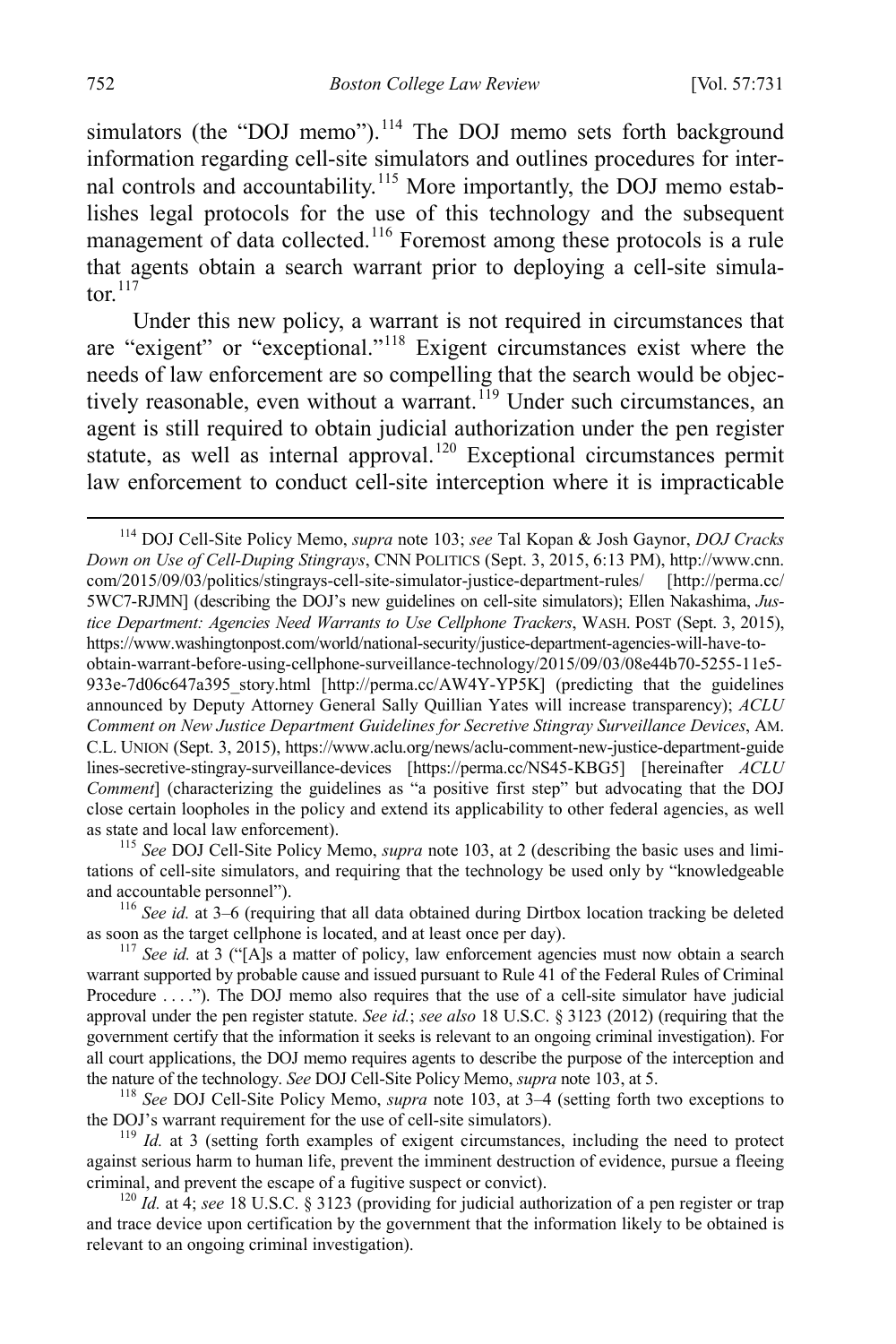simulators (the "DOJ memo").[114] The DOJ memo sets forth background information regarding cell-site simulators and outlines procedures for internal controls and accountability.[115] More importantly, the DOJ memo establishes legal protocols for the use of this technology and the subsequent management of data collected.[116] Foremost among these protocols is a rule that agents obtain a search warrant prior to deploying a cell-site simulator.[117]

Under this new policy, a warrant is not required in circumstances that are "exigent" or "exceptional."[118] Exigent circumstances exist where the needs of law enforcement are so compelling that the search would be objectively reasonable, even without a warrant.[119] Under such circumstances, an agent is still required to obtain judicial authorization under the pen register statute, as well as internal approval.[120] Exceptional circumstances permit law enforcement to conduct cell-site interception where it is impracticable

---

[114] DOJ Cell-Site Policy Memo, *supra* note 103; *see* Tal Kopan & Josh Gaynor, *DOJ Cracks Down on Use of Cell-Duping Stingrays*, CNN POLITICS (Sept. 3, 2015, 6:13 PM), http://www.cnn.com/2015/09/03/politics/stingrays-cell-site-simulator-justice-department-rules/ [http://perma.cc/5WC7-RJMN] (describing the DOJ's new guidelines on cell-site simulators); Ellen Nakashima, *Justice Department: Agencies Need Warrants to Use Cellphone Trackers*, WASH. POST (Sept. 3, 2015), https://www.washingtonpost.com/world/national-security/justice-department-agencies-will-have-to-obtain-warrant-before-using-cellphone-surveillance-technology/2015/09/03/08e44b70-5255-11e5-933e-7d06c647a395_story.html [http://perma.cc/AW4Y-YP5K] (predicting that the guidelines announced by Deputy Attorney General Sally Quillian Yates will increase transparency); *ACLU Comment on New Justice Department Guidelines for Secretive Stingray Surveillance Devices*, AM. C.L. UNION (Sept. 3, 2015), https://www.aclu.org/news/aclu-comment-new-justice-department-guidelines-secretive-stingray-surveillance-devices [https://perma.cc/NS45-KBG5] [hereinafter *ACLU Comment*] (characterizing the guidelines as "a positive first step" but advocating that the DOJ close certain loopholes in the policy and extend its applicability to other federal agencies, as well as state and local law enforcement).

[115] *See* DOJ Cell-Site Policy Memo, *supra* note 103, at 2 (describing the basic uses and limitations of cell-site simulators, and requiring that the technology be used only by "knowledgeable and accountable personnel").

[116] *See id.* at 3–6 (requiring that all data obtained during Dirtbox location tracking be deleted as soon as the target cellphone is located, and at least once per day).

[117] *See id.* at 3 ("[A]s a matter of policy, law enforcement agencies must now obtain a search warrant supported by probable cause and issued pursuant to Rule 41 of the Federal Rules of Criminal Procedure . . . ."). The DOJ memo also requires that the use of a cell-site simulator have judicial approval under the pen register statute. *See id.*; *see also* 18 U.S.C. § 3123 (2012) (requiring that the government certify that the information it seeks is relevant to an ongoing criminal investigation). For all court applications, the DOJ memo requires agents to describe the purpose of the interception and the nature of the technology. *See* DOJ Cell-Site Policy Memo, *supra* note 103, at 5.

[118] *See* DOJ Cell-Site Policy Memo, *supra* note 103, at 3–4 (setting forth two exceptions to the DOJ's warrant requirement for the use of cell-site simulators).

[119] *Id.* at 3 (setting forth examples of exigent circumstances, including the need to protect against serious harm to human life, prevent the imminent destruction of evidence, pursue a fleeing criminal, and prevent the escape of a fugitive suspect or convict).

[120] *Id.* at 4; *see* 18 U.S.C. § 3123 (providing for judicial authorization of a pen register or trap and trace device upon certification by the government that the information likely to be obtained is relevant to an ongoing criminal investigation).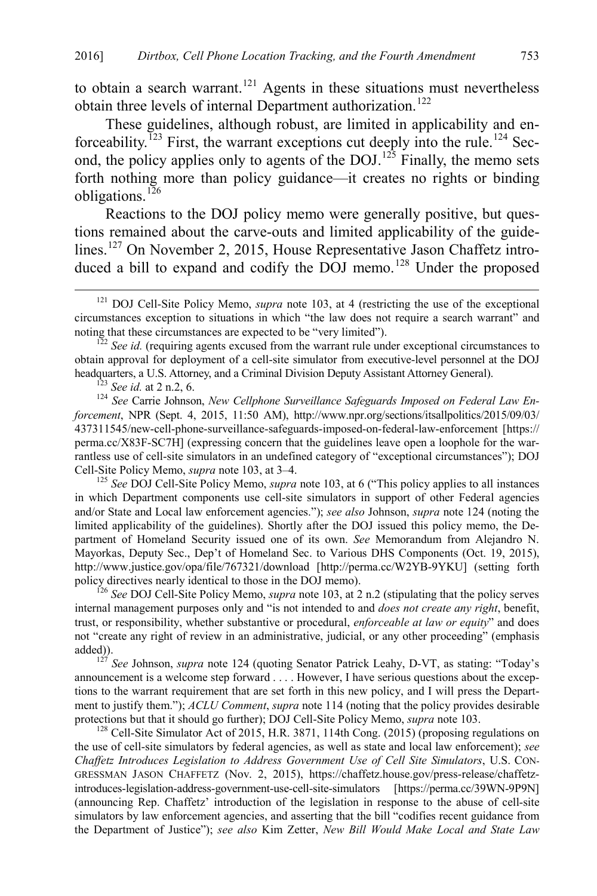to obtain a search warrant.[121] Agents in these situations must nevertheless obtain three levels of internal Department authorization.[122]

These guidelines, although robust, are limited in applicability and enforceability.[123] First, the warrant exceptions cut deeply into the rule.[124] Second, the policy applies only to agents of the DOJ.[125] Finally, the memo sets forth nothing more than policy guidance—it creates no rights or binding obligations.[126]

Reactions to the DOJ policy memo were generally positive, but questions remained about the carve-outs and limited applicability of the guidelines.[127] On November 2, 2015, House Representative Jason Chaffetz introduced a bill to expand and codify the DOJ memo.[128] Under the proposed

---

[121] DOJ Cell-Site Policy Memo, *supra* note 103, at 4 (restricting the use of the exceptional circumstances exception to situations in which "the law does not require a search warrant" and noting that these circumstances are expected to be "very limited").

[122] *See id.* (requiring agents excused from the warrant rule under exceptional circumstances to obtain approval for deployment of a cell-site simulator from executive-level personnel at the DOJ headquarters, a U.S. Attorney, and a Criminal Division Deputy Assistant Attorney General).

[123] *See id.* at 2 n.2, 6.

[124] *See* Carrie Johnson, *New Cellphone Surveillance Safeguards Imposed on Federal Law Enforcement*, NPR (Sept. 4, 2015, 11:50 AM), http://www.npr.org/sections/itsallpolitics/2015/09/03/437311545/new-cell-phone-surveillance-safeguards-imposed-on-federal-law-enforcement [https://perma.cc/X83F-SC7H] (expressing concern that the guidelines leave open a loophole for the warrantless use of cell-site simulators in an undefined category of "exceptional circumstances"); DOJ Cell-Site Policy Memo, *supra* note 103, at 3–4.

[125] *See* DOJ Cell-Site Policy Memo, *supra* note 103, at 6 ("This policy applies to all instances in which Department components use cell-site simulators in support of other Federal agencies and/or State and Local law enforcement agencies."); *see also* Johnson, *supra* note 124 (noting the limited applicability of the guidelines). Shortly after the DOJ issued this policy memo, the Department of Homeland Security issued one of its own. *See* Memorandum from Alejandro N. Mayorkas, Deputy Sec., Dep't of Homeland Sec. to Various DHS Components (Oct. 19, 2015), http://www.justice.gov/opa/file/767321/download [http://perma.cc/W2YB-9YKU] (setting forth policy directives nearly identical to those in the DOJ memo).

[126] *See* DOJ Cell-Site Policy Memo, *supra* note 103, at 2 n.2 (stipulating that the policy serves internal management purposes only and "is not intended to and *does not create any right*, benefit, trust, or responsibility, whether substantive or procedural, *enforceable at law or equity*" and does not "create any right of review in an administrative, judicial, or any other proceeding" (emphasis added)).

[127] *See* Johnson, *supra* note 124 (quoting Senator Patrick Leahy, D-VT, as stating: "Today's announcement is a welcome step forward . . . . However, I have serious questions about the exceptions to the warrant requirement that are set forth in this new policy, and I will press the Department to justify them."); *ACLU Comment*, *supra* note 114 (noting that the policy provides desirable protections but that it should go further); DOJ Cell-Site Policy Memo, *supra* note 103.

[128] Cell-Site Simulator Act of 2015, H.R. 3871, 114th Cong. (2015) (proposing regulations on the use of cell-site simulators by federal agencies, as well as state and local law enforcement); *see Chaffetz Introduces Legislation to Address Government Use of Cell Site Simulators*, U.S. CONGRESSMAN JASON CHAFFETZ (Nov. 2, 2015), https://chaffetz.house.gov/press-release/chaffetz-introduces-legislation-address-government-use-cell-site-simulators [https://perma.cc/39WN-9P9N] (announcing Rep. Chaffetz' introduction of the legislation in response to the abuse of cell-site simulators by law enforcement agencies, and asserting that the bill "codifies recent guidance from the Department of Justice"); *see also* Kim Zetter, *New Bill Would Make Local and State Law*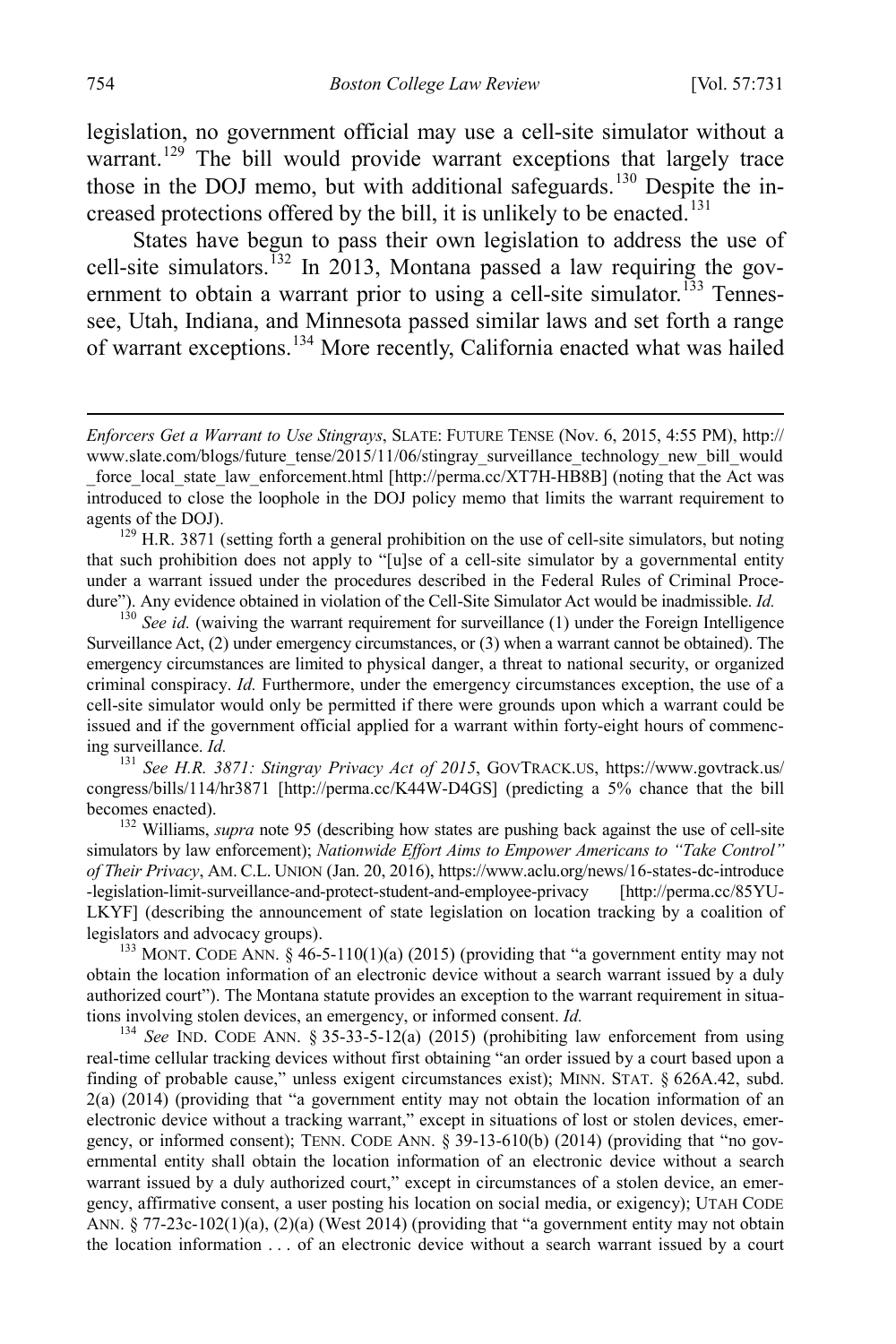legislation, no government official may use a cell-site simulator without a warrant.[129] The bill would provide warrant exceptions that largely trace those in the DOJ memo, but with additional safeguards.[130] Despite the increased protections offered by the bill, it is unlikely to be enacted.[131]

States have begun to pass their own legislation to address the use of cell-site simulators.[132] In 2013, Montana passed a law requiring the government to obtain a warrant prior to using a cell-site simulator.[133] Tennessee, Utah, Indiana, and Minnesota passed similar laws and set forth a range of warrant exceptions.[134] More recently, California enacted what was hailed

---

*Enforcers Get a Warrant to Use Stingrays*, SLATE: FUTURE TENSE (Nov. 6, 2015, 4:55 PM), http://www.slate.com/blogs/future_tense/2015/11/06/stingray_surveillance_technology_new_bill_would_force_local_state_law_enforcement.html [http://perma.cc/XT7H-HB8B] (noting that the Act was introduced to close the loophole in the DOJ policy memo that limits the warrant requirement to agents of the DOJ).

[129] H.R. 3871 (setting forth a general prohibition on the use of cell-site simulators, but noting that such prohibition does not apply to "[u]se of a cell-site simulator by a governmental entity under a warrant issued under the procedures described in the Federal Rules of Criminal Procedure"). Any evidence obtained in violation of the Cell-Site Simulator Act would be inadmissible. *Id.*

[130] *See id.* (waiving the warrant requirement for surveillance (1) under the Foreign Intelligence Surveillance Act, (2) under emergency circumstances, or (3) when a warrant cannot be obtained). The emergency circumstances are limited to physical danger, a threat to national security, or organized criminal conspiracy. *Id.* Furthermore, under the emergency circumstances exception, the use of a cell-site simulator would only be permitted if there were grounds upon which a warrant could be issued and if the government official applied for a warrant within forty-eight hours of commencing surveillance. *Id.*

[131] *See H.R. 3871: Stingray Privacy Act of 2015*, GOVTRACK.US, https://www.govtrack.us/congress/bills/114/hr3871 [http://perma.cc/K44W-D4GS] (predicting a 5% chance that the bill becomes enacted).

[132] Williams, *supra* note 95 (describing how states are pushing back against the use of cell-site simulators by law enforcement); *Nationwide Effort Aims to Empower Americans to "Take Control" of Their Privacy*, AM. C.L. UNION (Jan. 20, 2016), https://www.aclu.org/news/16-states-dc-introduce-legislation-limit-surveillance-and-protect-student-and-employee-privacy [http://perma.cc/85YU-LKYF] (describing the announcement of state legislation on location tracking by a coalition of legislators and advocacy groups).

[133] MONT. CODE ANN. § 46-5-110(1)(a) (2015) (providing that "a government entity may not obtain the location information of an electronic device without a search warrant issued by a duly authorized court"). The Montana statute provides an exception to the warrant requirement in situations involving stolen devices, an emergency, or informed consent. *Id.*

[134] *See* IND. CODE ANN. § 35-33-5-12(a) (2015) (prohibiting law enforcement from using real-time cellular tracking devices without first obtaining "an order issued by a court based upon a finding of probable cause," unless exigent circumstances exist); MINN. STAT. § 626A.42, subd. 2(a) (2014) (providing that "a government entity may not obtain the location information of an electronic device without a tracking warrant," except in situations of lost or stolen devices, emergency, or informed consent); TENN. CODE ANN. § 39-13-610(b) (2014) (providing that "no governmental entity shall obtain the location information of an electronic device without a search warrant issued by a duly authorized court," except in circumstances of a stolen device, an emergency, affirmative consent, a user posting his location on social media, or exigency); UTAH CODE ANN. § 77-23c-102(1)(a), (2)(a) (West 2014) (providing that "a government entity may not obtain the location information . . . of an electronic device without a search warrant issued by a court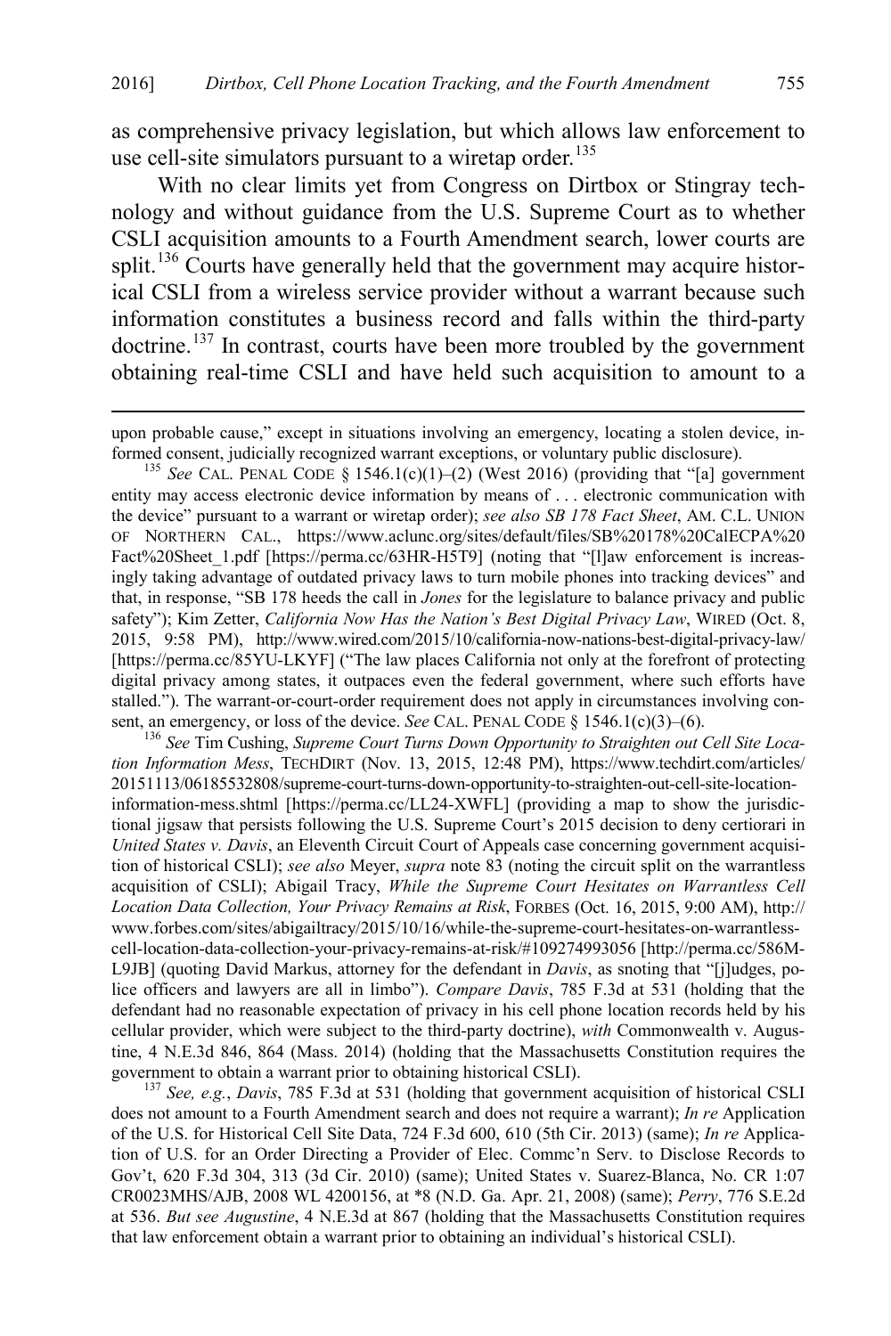as comprehensive privacy legislation, but which allows law enforcement to use cell-site simulators pursuant to a wiretap order.[135]

With no clear limits yet from Congress on Dirtbox or Stingray technology and without guidance from the U.S. Supreme Court as to whether CSLI acquisition amounts to a Fourth Amendment search, lower courts are split.[136] Courts have generally held that the government may acquire historical CSLI from a wireless service provider without a warrant because such information constitutes a business record and falls within the third-party doctrine.[137] In contrast, courts have been more troubled by the government obtaining real-time CSLI and have held such acquisition to amount to a

---

upon probable cause," except in situations involving an emergency, locating a stolen device, informed consent, judicially recognized warrant exceptions, or voluntary public disclosure).

[135] *See* CAL. PENAL CODE § 1546.1(c)(1)–(2) (West 2016) (providing that "[a] government entity may access electronic device information by means of . . . electronic communication with the device" pursuant to a warrant or wiretap order); *see also SB 178 Fact Sheet*, AM. C.L. UNION OF NORTHERN CAL., https://www.aclunc.org/sites/default/files/SB%20178%20CalECPA%20 Fact%20Sheet_1.pdf [https://perma.cc/63HR-H5T9] (noting that "[l]aw enforcement is increasingly taking advantage of outdated privacy laws to turn mobile phones into tracking devices" and that, in response, "SB 178 heeds the call in *Jones* for the legislature to balance privacy and public safety"); Kim Zetter, *California Now Has the Nation's Best Digital Privacy Law*, WIRED (Oct. 8, 2015, 9:58 PM), http://www.wired.com/2015/10/california-now-nations-best-digital-privacy-law/ [https://perma.cc/85YU-LKYF] ("The law places California not only at the forefront of protecting digital privacy among states, it outpaces even the federal government, where such efforts have stalled."). The warrant-or-court-order requirement does not apply in circumstances involving consent, an emergency, or loss of the device. *See* CAL. PENAL CODE § 1546.1(c)(3)–(6).

[136] *See* Tim Cushing, *Supreme Court Turns Down Opportunity to Straighten out Cell Site Location Information Mess*, TECHDIRT (Nov. 13, 2015, 12:48 PM), https://www.techdirt.com/articles/20151113/06185532808/supreme-court-turns-down-opportunity-to-straighten-out-cell-site-location-information-mess.shtml [https://perma.cc/LL24-XWFL] (providing a map to show the jurisdictional jigsaw that persists following the U.S. Supreme Court's 2015 decision to deny certiorari in *United States v. Davis*, an Eleventh Circuit Court of Appeals case concerning government acquisition of historical CSLI); *see also* Meyer, *supra* note 83 (noting the circuit split on the warrantless acquisition of CSLI); Abigail Tracy, *While the Supreme Court Hesitates on Warrantless Cell Location Data Collection, Your Privacy Remains at Risk*, FORBES (Oct. 16, 2015, 9:00 AM), http://www.forbes.com/sites/abigailtracy/2015/10/16/while-the-supreme-court-hesitates-on-warrantless-cell-location-data-collection-your-privacy-remains-at-risk/#109274993056 [http://perma.cc/586M-L9JB] (quoting David Markus, attorney for the defendant in *Davis*, as snoting that "[j]udges, police officers and lawyers are all in limbo"). *Compare Davis*, 785 F.3d at 531 (holding that the defendant had no reasonable expectation of privacy in his cell phone location records held by his cellular provider, which were subject to the third-party doctrine), *with* Commonwealth v. Augustine, 4 N.E.3d 846, 864 (Mass. 2014) (holding that the Massachusetts Constitution requires the government to obtain a warrant prior to obtaining historical CSLI).

[137] *See, e.g.*, *Davis*, 785 F.3d at 531 (holding that government acquisition of historical CSLI does not amount to a Fourth Amendment search and does not require a warrant); *In re* Application of the U.S. for Historical Cell Site Data, 724 F.3d 600, 610 (5th Cir. 2013) (same); *In re* Application of U.S. for an Order Directing a Provider of Elec. Commc'n Serv. to Disclose Records to Gov't, 620 F.3d 304, 313 (3d Cir. 2010) (same); United States v. Suarez-Blanca, No. CR 1:07 CR0023MHS/AJB, 2008 WL 4200156, at *8 (N.D. Ga. Apr. 21, 2008) (same); *Perry*, 776 S.E.2d at 536. *But see Augustine*, 4 N.E.3d at 867 (holding that the Massachusetts Constitution requires that law enforcement obtain a warrant prior to obtaining an individual's historical CSLI).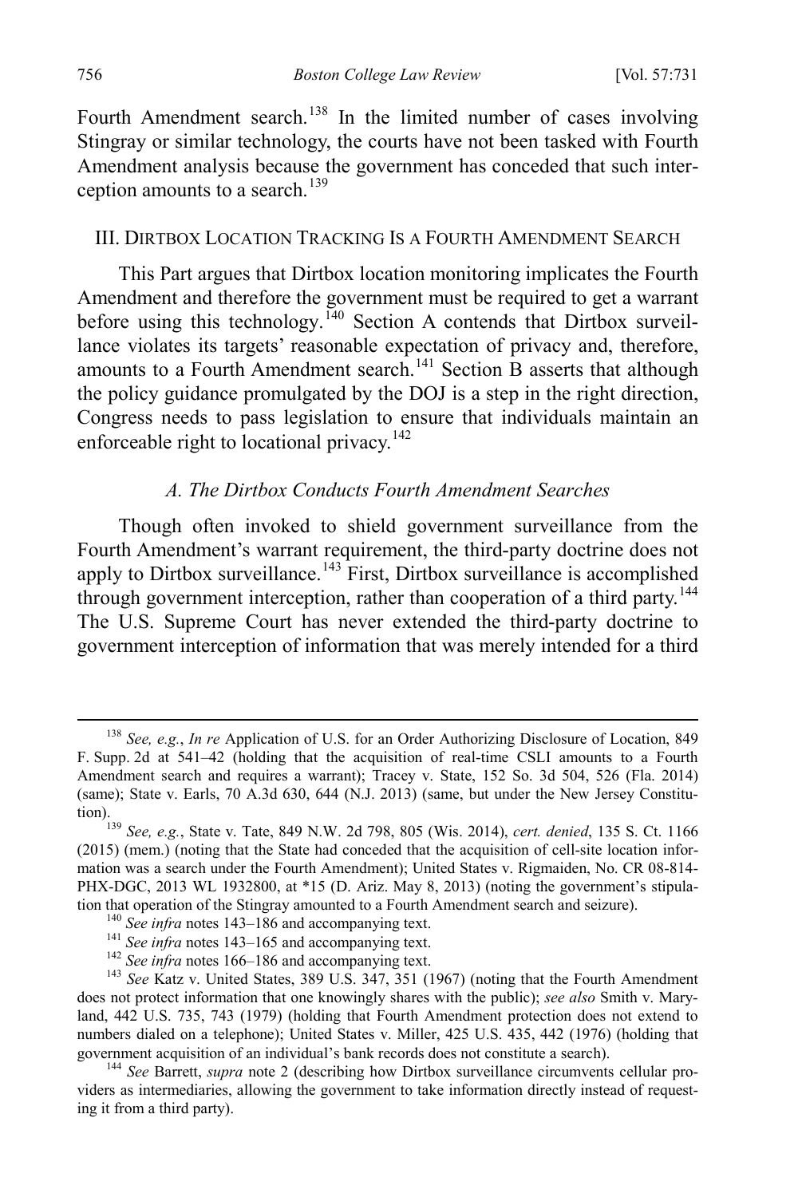Fourth Amendment search.[138] In the limited number of cases involving Stingray or similar technology, the courts have not been tasked with Fourth Amendment analysis because the government has conceded that such interception amounts to a search.[139]

## III. Dirtbox Location Tracking Is a Fourth Amendment Search

This Part argues that Dirtbox location monitoring implicates the Fourth Amendment and therefore the government must be required to get a warrant before using this technology.[140] Section A contends that Dirtbox surveillance violates its targets' reasonable expectation of privacy and, therefore, amounts to a Fourth Amendment search.[141] Section B asserts that although the policy guidance promulgated by the DOJ is a step in the right direction, Congress needs to pass legislation to ensure that individuals maintain an enforceable right to locational privacy.[142]

### *A. The Dirtbox Conducts Fourth Amendment Searches*

Though often invoked to shield government surveillance from the Fourth Amendment's warrant requirement, the third-party doctrine does not apply to Dirtbox surveillance.[143] First, Dirtbox surveillance is accomplished through government interception, rather than cooperation of a third party.[144] The U.S. Supreme Court has never extended the third-party doctrine to government interception of information that was merely intended for a third

---

[138] *See, e.g.*, *In re* Application of U.S. for an Order Authorizing Disclosure of Location, 849 F. Supp. 2d at 541–42 (holding that the acquisition of real-time CSLI amounts to a Fourth Amendment search and requires a warrant); Tracey v. State, 152 So. 3d 504, 526 (Fla. 2014) (same); State v. Earls, 70 A.3d 630, 644 (N.J. 2013) (same, but under the New Jersey Constitution).

[139] *See, e.g.*, State v. Tate, 849 N.W. 2d 798, 805 (Wis. 2014), *cert. denied*, 135 S. Ct. 1166 (2015) (mem.) (noting that the State had conceded that the acquisition of cell-site location information was a search under the Fourth Amendment); United States v. Rigmaiden, No. CR 08-814-PHX-DGC, 2013 WL 1932800, at *15 (D. Ariz. May 8, 2013) (noting the government's stipulation that operation of the Stingray amounted to a Fourth Amendment search and seizure).

[140] *See infra* notes 143–186 and accompanying text.

[141] *See infra* notes 143–165 and accompanying text.

[142] *See infra* notes 166–186 and accompanying text.

[143] *See* Katz v. United States, 389 U.S. 347, 351 (1967) (noting that the Fourth Amendment does not protect information that one knowingly shares with the public); *see also* Smith v. Maryland, 442 U.S. 735, 743 (1979) (holding that Fourth Amendment protection does not extend to numbers dialed on a telephone); United States v. Miller, 425 U.S. 435, 442 (1976) (holding that government acquisition of an individual's bank records does not constitute a search).

[144] *See* Barrett, *supra* note 2 (describing how Dirtbox surveillance circumvents cellular providers as intermediaries, allowing the government to take information directly instead of requesting it from a third party).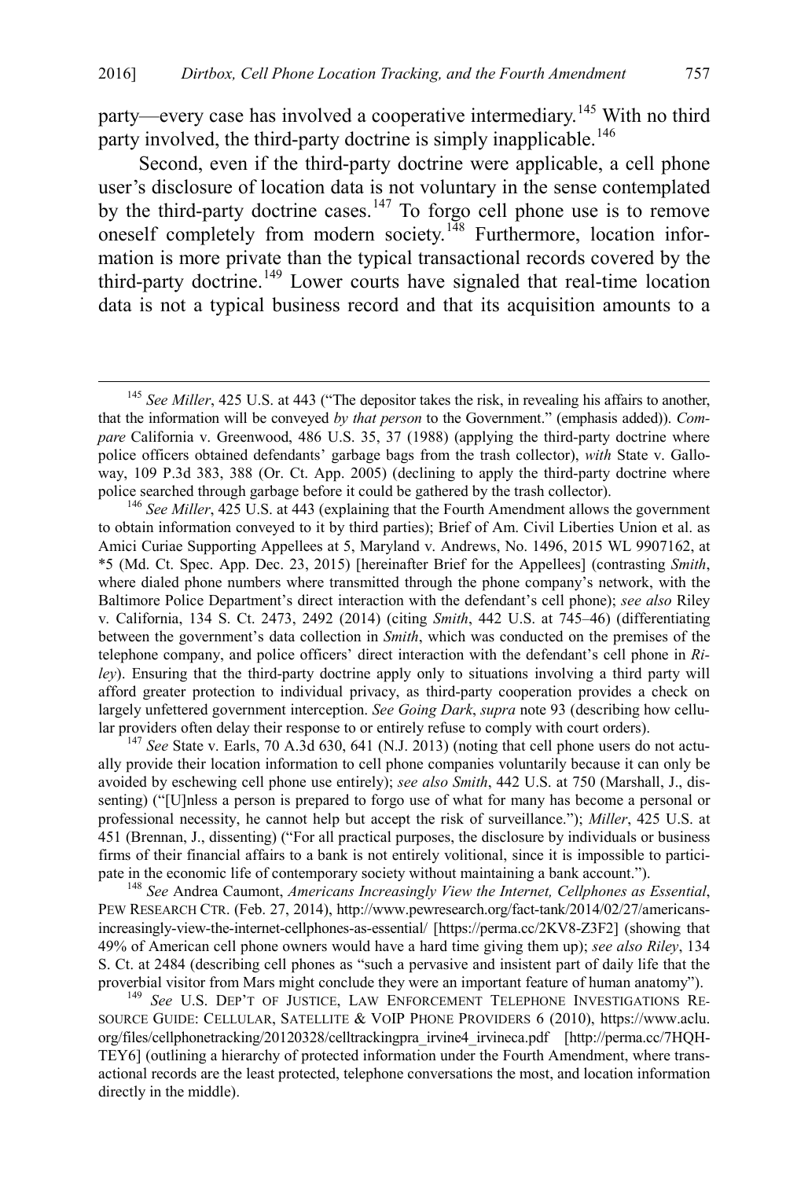party—every case has involved a cooperative intermediary.[145] With no third party involved, the third-party doctrine is simply inapplicable.[146]

Second, even if the third-party doctrine were applicable, a cell phone user's disclosure of location data is not voluntary in the sense contemplated by the third-party doctrine cases.[147] To forgo cell phone use is to remove oneself completely from modern society.[148] Furthermore, location information is more private than the typical transactional records covered by the third-party doctrine.[149] Lower courts have signaled that real-time location data is not a typical business record and that its acquisition amounts to a

---

[145] *See Miller*, 425 U.S. at 443 ("The depositor takes the risk, in revealing his affairs to another, that the information will be conveyed *by that person* to the Government." (emphasis added)). *Compare* California v. Greenwood, 486 U.S. 35, 37 (1988) (applying the third-party doctrine where police officers obtained defendants' garbage bags from the trash collector), *with* State v. Galloway, 109 P.3d 383, 388 (Or. Ct. App. 2005) (declining to apply the third-party doctrine where police searched through garbage before it could be gathered by the trash collector).

[146] *See Miller*, 425 U.S. at 443 (explaining that the Fourth Amendment allows the government to obtain information conveyed to it by third parties); Brief of Am. Civil Liberties Union et al. as Amici Curiae Supporting Appellees at 5, Maryland v. Andrews, No. 1496, 2015 WL 9907162, at *5 (Md. Ct. Spec. App. Dec. 23, 2015) [hereinafter Brief for the Appellees] (contrasting *Smith*, where dialed phone numbers where transmitted through the phone company's network, with the Baltimore Police Department's direct interaction with the defendant's cell phone); *see also* Riley v. California, 134 S. Ct. 2473, 2492 (2014) (citing *Smith*, 442 U.S. at 745–46) (differentiating between the government's data collection in *Smith*, which was conducted on the premises of the telephone company, and police officers' direct interaction with the defendant's cell phone in *Riley*). Ensuring that the third-party doctrine apply only to situations involving a third party will afford greater protection to individual privacy, as third-party cooperation provides a check on largely unfettered government interception. *See Going Dark*, *supra* note 93 (describing how cellular providers often delay their response to or entirely refuse to comply with court orders).

[147] *See* State v. Earls, 70 A.3d 630, 641 (N.J. 2013) (noting that cell phone users do not actually provide their location information to cell phone companies voluntarily because it can only be avoided by eschewing cell phone use entirely); *see also Smith*, 442 U.S. at 750 (Marshall, J., dissenting) ("[U]nless a person is prepared to forgo use of what for many has become a personal or professional necessity, he cannot help but accept the risk of surveillance."); *Miller*, 425 U.S. at 451 (Brennan, J., dissenting) ("For all practical purposes, the disclosure by individuals or business firms of their financial affairs to a bank is not entirely volitional, since it is impossible to participate in the economic life of contemporary society without maintaining a bank account.").

[148] *See* Andrea Caumont, *Americans Increasingly View the Internet, Cellphones as Essential*, PEW RESEARCH CTR. (Feb. 27, 2014), http://www.pewresearch.org/fact-tank/2014/02/27/americans-increasingly-view-the-internet-cellphones-as-essential/ [https://perma.cc/2KV8-Z3F2] (showing that 49% of American cell phone owners would have a hard time giving them up); *see also Riley*, 134 S. Ct. at 2484 (describing cell phones as "such a pervasive and insistent part of daily life that the proverbial visitor from Mars might conclude they were an important feature of human anatomy").

[149] *See* U.S. DEP'T OF JUSTICE, LAW ENFORCEMENT TELEPHONE INVESTIGATIONS RESOURCE GUIDE: CELLULAR, SATELLITE & VOIP PHONE PROVIDERS 6 (2010), https://www.aclu.org/files/cellphonetracking/20120328/celltrackingpra_irvine4_irvineca.pdf [http://perma.cc/7HQH-TEY6] (outlining a hierarchy of protected information under the Fourth Amendment, where transactional records are the least protected, telephone conversations the most, and location information directly in the middle).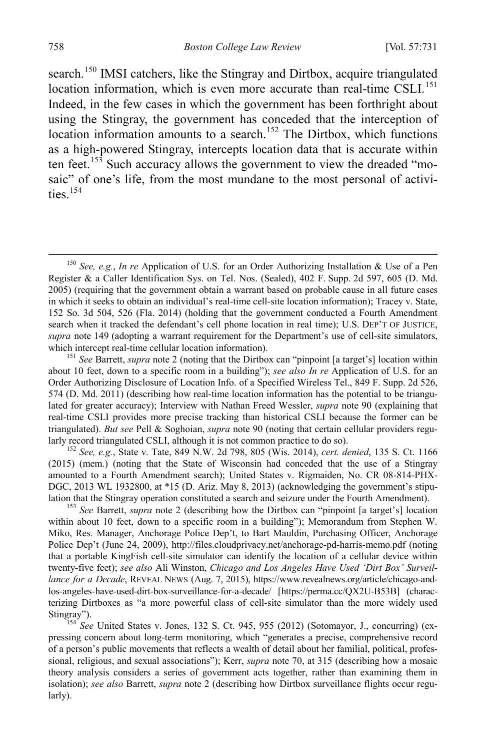search.[150] IMSI catchers, like the Stingray and Dirtbox, acquire triangulated location information, which is even more accurate than real-time CSLI.[151] Indeed, in the few cases in which the government has been forthright about using the Stingray, the government has conceded that the interception of location information amounts to a search.[152] The Dirtbox, which functions as a high-powered Stingray, intercepts location data that is accurate within ten feet.[153] Such accuracy allows the government to view the dreaded "mosaic" of one's life, from the most mundane to the most personal of activities.[154]

---

[150] *See, e.g.*, *In re* Application of U.S. for an Order Authorizing Installation & Use of a Pen Register & a Caller Identification Sys. on Tel. Nos. (Sealed), 402 F. Supp. 2d 597, 605 (D. Md. 2005) (requiring that the government obtain a warrant based on probable cause in all future cases in which it seeks to obtain an individual's real-time cell-site location information); Tracey v. State, 152 So. 3d 504, 526 (Fla. 2014) (holding that the government conducted a Fourth Amendment search when it tracked the defendant's cell phone location in real time); U.S. DEP'T OF JUSTICE, *supra* note 149 (adopting a warrant requirement for the Department's use of cell-site simulators, which intercept real-time cellular location information).

[151] *See* Barrett, *supra* note 2 (noting that the Dirtbox can "pinpoint [a target's] location within about 10 feet, down to a specific room in a building"); *see also In re* Application of U.S. for an Order Authorizing Disclosure of Location Info. of a Specified Wireless Tel., 849 F. Supp. 2d 526, 574 (D. Md. 2011) (describing how real-time location information has the potential to be triangulated for greater accuracy); Interview with Nathan Freed Wessler, *supra* note 90 (explaining that real-time CSLI provides more precise tracking than historical CSLI because the former can be triangulated). *But see* Pell & Soghoian, *supra* note 90 (noting that certain cellular providers regularly record triangulated CSLI, although it is not common practice to do so).

[152] *See, e.g.*, State v. Tate, 849 N.W. 2d 798, 805 (Wis. 2014), *cert. denied*, 135 S. Ct. 1166 (2015) (mem.) (noting that the State of Wisconsin had conceded that the use of a Stingray amounted to a Fourth Amendment search); United States v. Rigmaiden, No. CR 08-814-PHX-DGC, 2013 WL 1932800, at *15 (D. Ariz. May 8, 2013) (acknowledging the government's stipulation that the Stingray operation constituted a search and seizure under the Fourth Amendment).

[153] *See* Barrett, *supra* note 2 (describing how the Dirtbox can "pinpoint [a target's] location within about 10 feet, down to a specific room in a building"); Memorandum from Stephen W. Miko, Res. Manager, Anchorage Police Dep't, to Bart Mauldin, Purchasing Officer, Anchorage Police Dep't (June 24, 2009), http://files.cloudprivacy.net/anchorage-pd-harris-memo.pdf (noting that a portable KingFish cell-site simulator can identify the location of a cellular device within twenty-five feet); *see also* Ali Winston, *Chicago and Los Angeles Have Used 'Dirt Box' Surveillance for a Decade*, REVEAL NEWS (Aug. 7, 2015), https://www.revealnews.org/article/chicago-and-los-angeles-have-used-dirt-box-surveillance-for-a-decade/ [https://perma.cc/QX2U-B53B] (characterizing Dirtboxes as "a more powerful class of cell-site simulator than the more widely used Stingray").

[154] *See* United States v. Jones, 132 S. Ct. 945, 955 (2012) (Sotomayor, J., concurring) (expressing concern about long-term monitoring, which "generates a precise, comprehensive record of a person's public movements that reflects a wealth of detail about her familial, political, professional, religious, and sexual associations"); Kerr, *supra* note 70, at 315 (describing how a mosaic theory analysis considers a series of government acts together, rather than examining them in isolation); *see also* Barrett, *supra* note 2 (describing how Dirtbox surveillance flights occur regularly).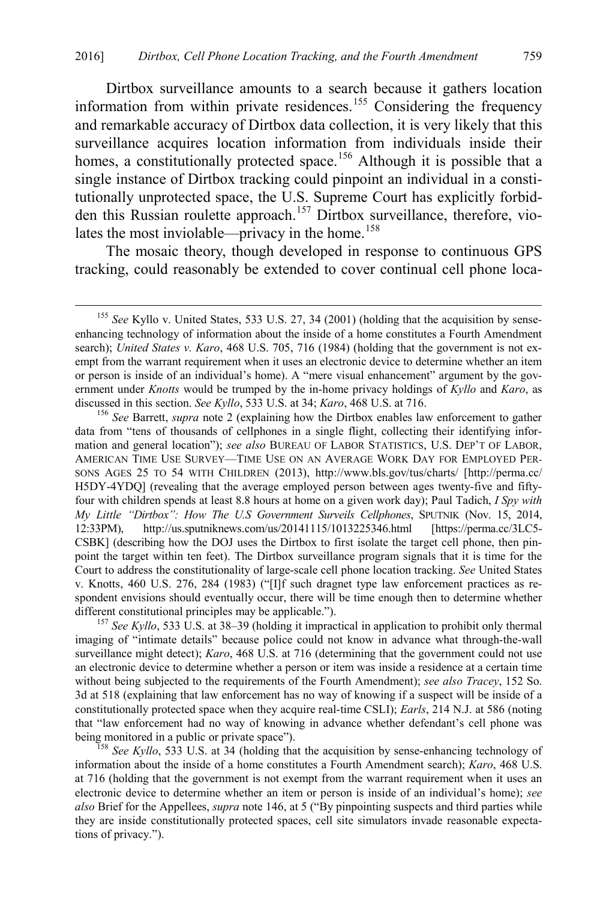Dirtbox surveillance amounts to a search because it gathers location information from within private residences.[155] Considering the frequency and remarkable accuracy of Dirtbox data collection, it is very likely that this surveillance acquires location information from individuals inside their homes, a constitutionally protected space.[156] Although it is possible that a single instance of Dirtbox tracking could pinpoint an individual in a constitutionally unprotected space, the U.S. Supreme Court has explicitly forbidden this Russian roulette approach.[157] Dirtbox surveillance, therefore, violates the most inviolable—privacy in the home.[158]

The mosaic theory, though developed in response to continuous GPS tracking, could reasonably be extended to cover continual cell phone loca-

---

[155] *See* Kyllo v. United States, 533 U.S. 27, 34 (2001) (holding that the acquisition by sense-enhancing technology of information about the inside of a home constitutes a Fourth Amendment search); *United States v. Karo*, 468 U.S. 705, 716 (1984) (holding that the government is not exempt from the warrant requirement when it uses an electronic device to determine whether an item or person is inside of an individual's home). A "mere visual enhancement" argument by the government under *Knotts* would be trumped by the in-home privacy holdings of *Kyllo* and *Karo*, as discussed in this section. *See Kyllo*, 533 U.S. at 34; *Karo*, 468 U.S. at 716.

[156] *See* Barrett, *supra* note 2 (explaining how the Dirtbox enables law enforcement to gather data from "tens of thousands of cellphones in a single flight, collecting their identifying information and general location"); *see also* BUREAU OF LABOR STATISTICS, U.S. DEP'T OF LABOR, AMERICAN TIME USE SURVEY—TIME USE ON AN AVERAGE WORK DAY FOR EMPLOYED PERSONS AGES 25 TO 54 WITH CHILDREN (2013), http://www.bls.gov/tus/charts/ [http://perma.cc/H5DY-4YDQ] (revealing that the average employed person between ages twenty-five and fifty-four with children spends at least 8.8 hours at home on a given work day); Paul Tadich, *I Spy with My Little "Dirtbox": How The U.S Government Surveils Cellphones*, SPUTNIK (Nov. 15, 2014, 12:33PM), http://us.sputniknews.com/us/20141115/1013225346.html [https://perma.cc/3LC5-CSBK] (describing how the DOJ uses the Dirtbox to first isolate the target cell phone, then pinpoint the target within ten feet). The Dirtbox surveillance program signals that it is time for the Court to address the constitutionality of large-scale cell phone location tracking. *See* United States v. Knotts, 460 U.S. 276, 284 (1983) ("[I]f such dragnet type law enforcement practices as respondent envisions should eventually occur, there will be time enough then to determine whether different constitutional principles may be applicable.").

[157] *See Kyllo*, 533 U.S. at 38–39 (holding it impractical in application to prohibit only thermal imaging of "intimate details" because police could not know in advance what through-the-wall surveillance might detect); *Karo*, 468 U.S. at 716 (determining that the government could not use an electronic device to determine whether a person or item was inside a residence at a certain time without being subjected to the requirements of the Fourth Amendment); *see also Tracey*, 152 So. 3d at 518 (explaining that law enforcement has no way of knowing if a suspect will be inside of a constitutionally protected space when they acquire real-time CSLI); *Earls*, 214 N.J. at 586 (noting that "law enforcement had no way of knowing in advance whether defendant's cell phone was being monitored in a public or private space").

[158] *See Kyllo*, 533 U.S. at 34 (holding that the acquisition by sense-enhancing technology of information about the inside of a home constitutes a Fourth Amendment search); *Karo*, 468 U.S. at 716 (holding that the government is not exempt from the warrant requirement when it uses an electronic device to determine whether an item or person is inside of an individual's home); *see also* Brief for the Appellees, *supra* note 146, at 5 ("By pinpointing suspects and third parties while they are inside constitutionally protected spaces, cell site simulators invade reasonable expectations of privacy.").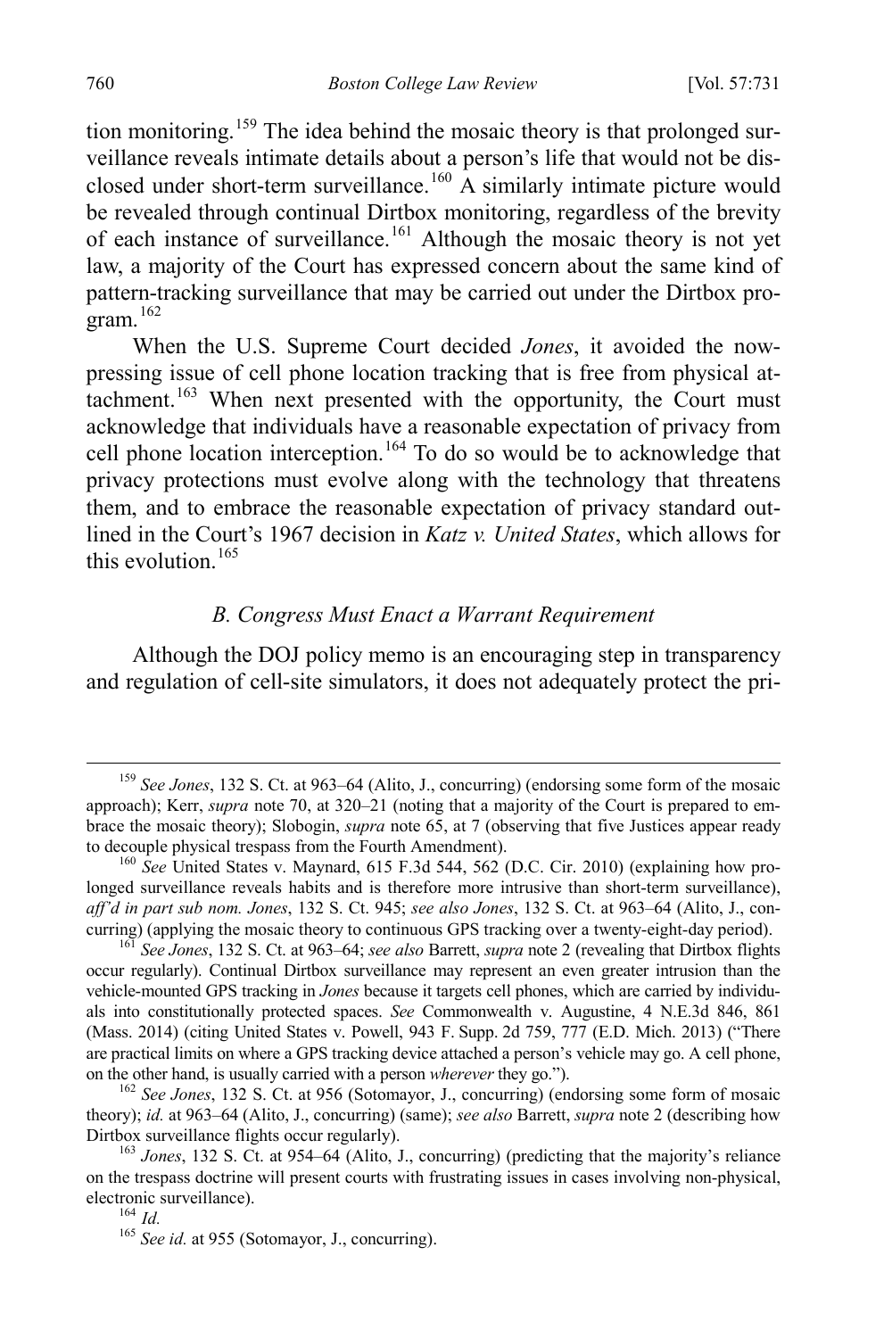tion monitoring.[159] The idea behind the mosaic theory is that prolonged surveillance reveals intimate details about a person's life that would not be disclosed under short-term surveillance.[160] A similarly intimate picture would be revealed through continual Dirtbox monitoring, regardless of the brevity of each instance of surveillance.[161] Although the mosaic theory is not yet law, a majority of the Court has expressed concern about the same kind of pattern-tracking surveillance that may be carried out under the Dirtbox program.[162]

When the U.S. Supreme Court decided *Jones*, it avoided the now-pressing issue of cell phone location tracking that is free from physical attachment.[163] When next presented with the opportunity, the Court must acknowledge that individuals have a reasonable expectation of privacy from cell phone location interception.[164] To do so would be to acknowledge that privacy protections must evolve along with the technology that threatens them, and to embrace the reasonable expectation of privacy standard outlined in the Court's 1967 decision in *Katz v. United States*, which allows for this evolution.[165]

### *B. Congress Must Enact a Warrant Requirement*

Although the DOJ policy memo is an encouraging step in transparency and regulation of cell-site simulators, it does not adequately protect the pri-

---

[159] *See Jones*, 132 S. Ct. at 963–64 (Alito, J., concurring) (endorsing some form of the mosaic approach); Kerr, *supra* note 70, at 320–21 (noting that a majority of the Court is prepared to embrace the mosaic theory); Slobogin, *supra* note 65, at 7 (observing that five Justices appear ready to decouple physical trespass from the Fourth Amendment).

[160] *See* United States v. Maynard, 615 F.3d 544, 562 (D.C. Cir. 2010) (explaining how prolonged surveillance reveals habits and is therefore more intrusive than short-term surveillance), *aff'd in part sub nom. Jones*, 132 S. Ct. 945; *see also Jones*, 132 S. Ct. at 963–64 (Alito, J., concurring) (applying the mosaic theory to continuous GPS tracking over a twenty-eight-day period).

[161] *See Jones*, 132 S. Ct. at 963–64; *see also* Barrett, *supra* note 2 (revealing that Dirtbox flights occur regularly). Continual Dirtbox surveillance may represent an even greater intrusion than the vehicle-mounted GPS tracking in *Jones* because it targets cell phones, which are carried by individuals into constitutionally protected spaces. *See* Commonwealth v. Augustine, 4 N.E.3d 846, 861 (Mass. 2014) (citing United States v. Powell, 943 F. Supp. 2d 759, 777 (E.D. Mich. 2013) ("There are practical limits on where a GPS tracking device attached a person's vehicle may go. A cell phone, on the other hand, is usually carried with a person *wherever* they go.").

[162] *See Jones*, 132 S. Ct. at 956 (Sotomayor, J., concurring) (endorsing some form of mosaic theory); *id.* at 963–64 (Alito, J., concurring) (same); *see also* Barrett, *supra* note 2 (describing how Dirtbox surveillance flights occur regularly).

[163] *Jones*, 132 S. Ct. at 954–64 (Alito, J., concurring) (predicting that the majority's reliance on the trespass doctrine will present courts with frustrating issues in cases involving non-physical, electronic surveillance).

[164] *Id.*

[165] *See id.* at 955 (Sotomayor, J., concurring).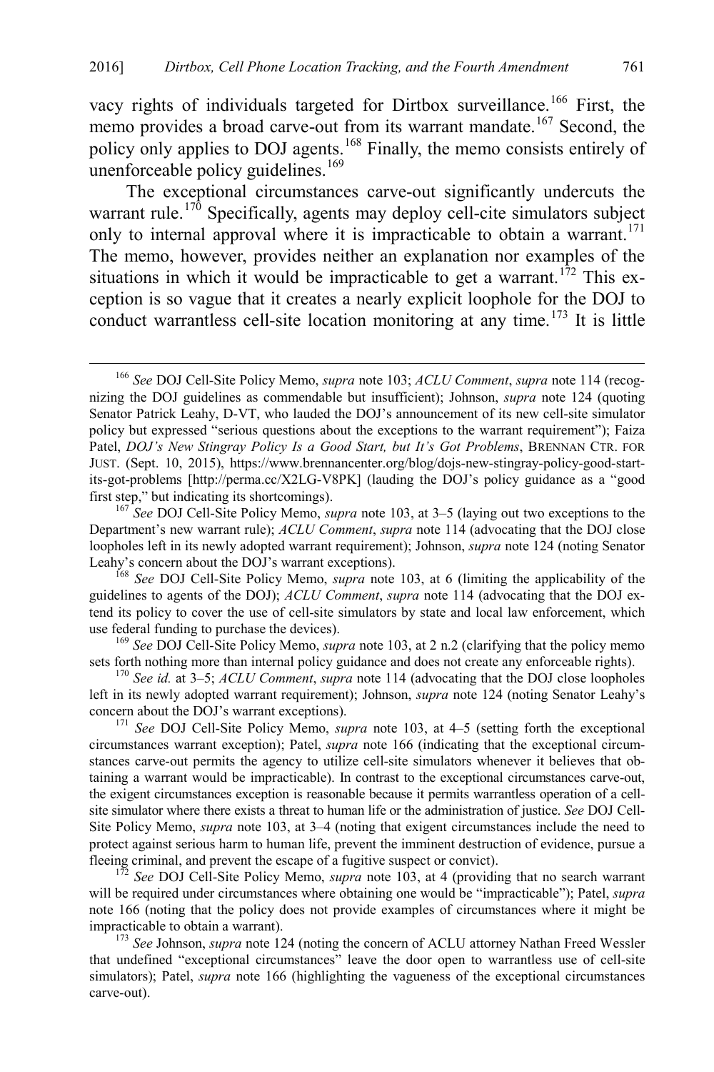vacy rights of individuals targeted for Dirtbox surveillance.[166] First, the memo provides a broad carve-out from its warrant mandate.[167] Second, the policy only applies to DOJ agents.[168] Finally, the memo consists entirely of unenforceable policy guidelines.[169]

The exceptional circumstances carve-out significantly undercuts the warrant rule.[170] Specifically, agents may deploy cell-cite simulators subject only to internal approval where it is impracticable to obtain a warrant.[171] The memo, however, provides neither an explanation nor examples of the situations in which it would be impracticable to get a warrant.[172] This exception is so vague that it creates a nearly explicit loophole for the DOJ to conduct warrantless cell-site location monitoring at any time.[173] It is little

---

[166] *See* DOJ Cell-Site Policy Memo, *supra* note 103; *ACLU Comment*, *supra* note 114 (recognizing the DOJ guidelines as commendable but insufficient); Johnson, *supra* note 124 (quoting Senator Patrick Leahy, D-VT, who lauded the DOJ's announcement of its new cell-site simulator policy but expressed "serious questions about the exceptions to the warrant requirement"); Faiza Patel, *DOJ's New Stingray Policy Is a Good Start, but It's Got Problems*, BRENNAN CTR. FOR JUST. (Sept. 10, 2015), https://www.brennancenter.org/blog/dojs-new-stingray-policy-good-start-its-got-problems [http://perma.cc/X2LG-V8PK] (lauding the DOJ's policy guidance as a "good first step," but indicating its shortcomings).

[167] *See* DOJ Cell-Site Policy Memo, *supra* note 103, at 3–5 (laying out two exceptions to the Department's new warrant rule); *ACLU Comment*, *supra* note 114 (advocating that the DOJ close loopholes left in its newly adopted warrant requirement); Johnson, *supra* note 124 (noting Senator Leahy's concern about the DOJ's warrant exceptions).

[168] *See* DOJ Cell-Site Policy Memo, *supra* note 103, at 6 (limiting the applicability of the guidelines to agents of the DOJ); *ACLU Comment*, *supra* note 114 (advocating that the DOJ extend its policy to cover the use of cell-site simulators by state and local law enforcement, which use federal funding to purchase the devices).

[169] *See* DOJ Cell-Site Policy Memo, *supra* note 103, at 2 n.2 (clarifying that the policy memo sets forth nothing more than internal policy guidance and does not create any enforceable rights).

[170] *See id.* at 3–5; *ACLU Comment*, *supra* note 114 (advocating that the DOJ close loopholes left in its newly adopted warrant requirement); Johnson, *supra* note 124 (noting Senator Leahy's concern about the DOJ's warrant exceptions).

[171] *See* DOJ Cell-Site Policy Memo, *supra* note 103, at 4–5 (setting forth the exceptional circumstances warrant exception); Patel, *supra* note 166 (indicating that the exceptional circumstances carve-out permits the agency to utilize cell-site simulators whenever it believes that obtaining a warrant would be impracticable). In contrast to the exceptional circumstances carve-out, the exigent circumstances exception is reasonable because it permits warrantless operation of a cell-site simulator where there exists a threat to human life or the administration of justice. *See* DOJ Cell-Site Policy Memo, *supra* note 103, at 3–4 (noting that exigent circumstances include the need to protect against serious harm to human life, prevent the imminent destruction of evidence, pursue a fleeing criminal, and prevent the escape of a fugitive suspect or convict).

[172] *See* DOJ Cell-Site Policy Memo, *supra* note 103, at 4 (providing that no search warrant will be required under circumstances where obtaining one would be "impracticable"); Patel, *supra* note 166 (noting that the policy does not provide examples of circumstances where it might be impracticable to obtain a warrant).

[173] *See* Johnson, *supra* note 124 (noting the concern of ACLU attorney Nathan Freed Wessler that undefined "exceptional circumstances" leave the door open to warrantless use of cell-site simulators); Patel, *supra* note 166 (highlighting the vagueness of the exceptional circumstances carve-out).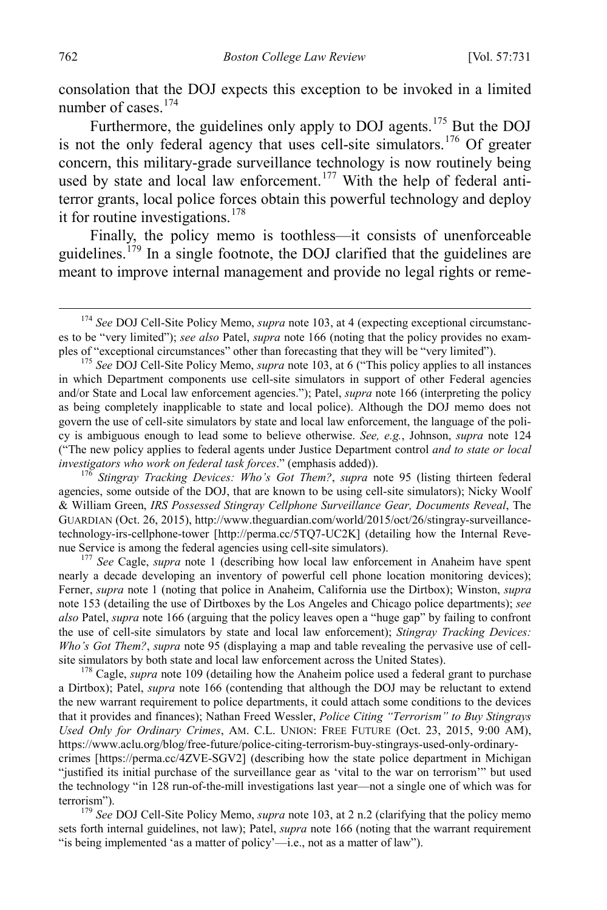consolation that the DOJ expects this exception to be invoked in a limited number of cases.[174]

Furthermore, the guidelines only apply to DOJ agents.[175] But the DOJ is not the only federal agency that uses cell-site simulators.[176] Of greater concern, this military-grade surveillance technology is now routinely being used by state and local law enforcement.[177] With the help of federal anti-terror grants, local police forces obtain this powerful technology and deploy it for routine investigations.[178]

Finally, the policy memo is toothless—it consists of unenforceable guidelines.[179] In a single footnote, the DOJ clarified that the guidelines are meant to improve internal management and provide no legal rights or reme-

---

[174] *See* DOJ Cell-Site Policy Memo, *supra* note 103, at 4 (expecting exceptional circumstances to be "very limited"); *see also* Patel, *supra* note 166 (noting that the policy provides no examples of "exceptional circumstances" other than forecasting that they will be "very limited").

[175] *See* DOJ Cell-Site Policy Memo, *supra* note 103, at 6 ("This policy applies to all instances in which Department components use cell-site simulators in support of other Federal agencies and/or State and Local law enforcement agencies."); Patel, *supra* note 166 (interpreting the policy as being completely inapplicable to state and local police). Although the DOJ memo does not govern the use of cell-site simulators by state and local law enforcement, the language of the policy is ambiguous enough to lead some to believe otherwise. *See, e.g.*, Johnson, *supra* note 124 ("The new policy applies to federal agents under Justice Department control *and to state or local investigators who work on federal task forces*." (emphasis added)).

[176] *Stingray Tracking Devices: Who's Got Them?*, *supra* note 95 (listing thirteen federal agencies, some outside of the DOJ, that are known to be using cell-site simulators); Nicky Woolf & William Green, *IRS Possessed Stingray Cellphone Surveillance Gear, Documents Reveal*, The GUARDIAN (Oct. 26, 2015), http://www.theguardian.com/world/2015/oct/26/stingray-surveillance-technology-irs-cellphone-tower [http://perma.cc/5TQ7-UC2K] (detailing how the Internal Revenue Service is among the federal agencies using cell-site simulators).

[177] *See* Cagle, *supra* note 1 (describing how local law enforcement in Anaheim have spent nearly a decade developing an inventory of powerful cell phone location monitoring devices); Ferner, *supra* note 1 (noting that police in Anaheim, California use the Dirtbox); Winston, *supra* note 153 (detailing the use of Dirtboxes by the Los Angeles and Chicago police departments); *see also* Patel, *supra* note 166 (arguing that the policy leaves open a "huge gap" by failing to confront the use of cell-site simulators by state and local law enforcement); *Stingray Tracking Devices: Who's Got Them?*, *supra* note 95 (displaying a map and table revealing the pervasive use of cell-site simulators by both state and local law enforcement across the United States).

[178] Cagle, *supra* note 109 (detailing how the Anaheim police used a federal grant to purchase a Dirtbox); Patel, *supra* note 166 (contending that although the DOJ may be reluctant to extend the new warrant requirement to police departments, it could attach some conditions to the devices that it provides and finances); Nathan Freed Wessler, *Police Citing "Terrorism" to Buy Stingrays Used Only for Ordinary Crimes*, AM. C.L. UNION: FREE FUTURE (Oct. 23, 2015, 9:00 AM), https://www.aclu.org/blog/free-future/police-citing-terrorism-buy-stingrays-used-only-ordinary-crimes [https://perma.cc/4ZVE-SGV2] (describing how the state police department in Michigan "justified its initial purchase of the surveillance gear as 'vital to the war on terrorism'" but used the technology "in 128 run-of-the-mill investigations last year—not a single one of which was for terrorism").

[179] *See* DOJ Cell-Site Policy Memo, *supra* note 103, at 2 n.2 (clarifying that the policy memo sets forth internal guidelines, not law); Patel, *supra* note 166 (noting that the warrant requirement "is being implemented 'as a matter of policy'—i.e., not as a matter of law").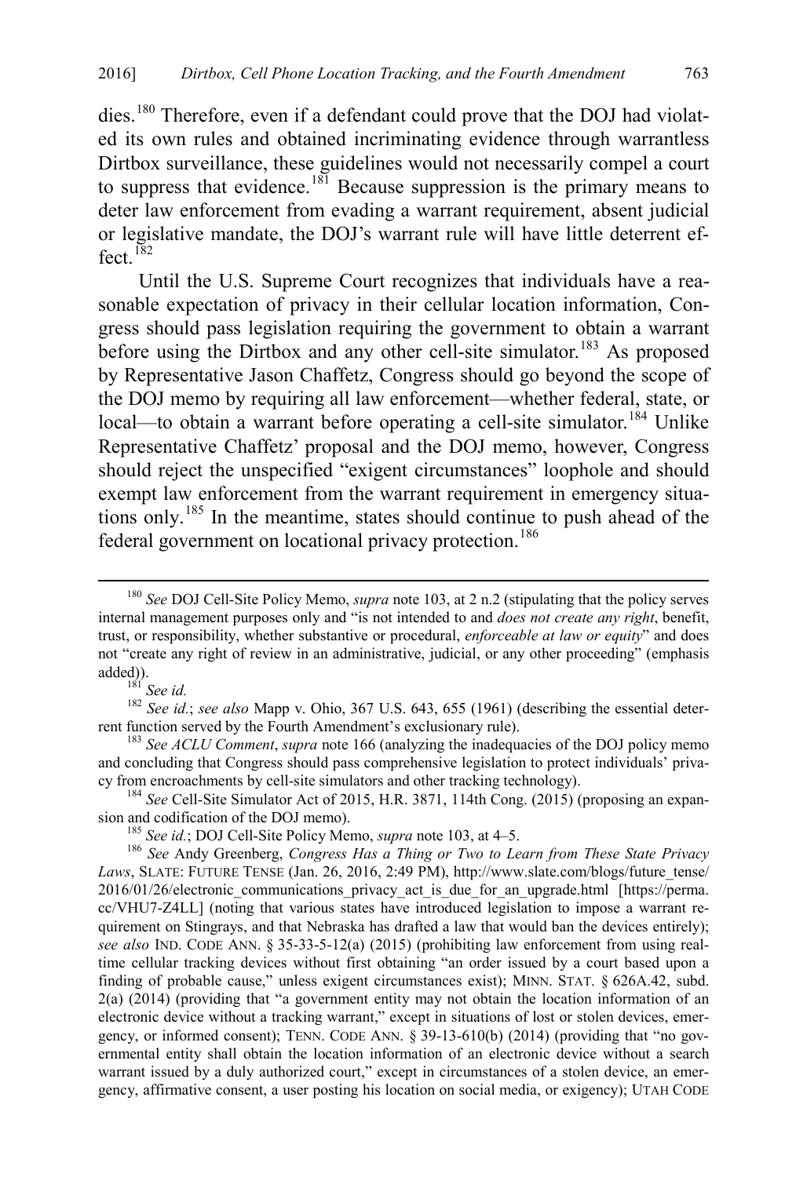dies.[180] Therefore, even if a defendant could prove that the DOJ had violated its own rules and obtained incriminating evidence through warrantless Dirtbox surveillance, these guidelines would not necessarily compel a court to suppress that evidence.[181] Because suppression is the primary means to deter law enforcement from evading a warrant requirement, absent judicial or legislative mandate, the DOJ's warrant rule will have little deterrent effect.[182]

Until the U.S. Supreme Court recognizes that individuals have a reasonable expectation of privacy in their cellular location information, Congress should pass legislation requiring the government to obtain a warrant before using the Dirtbox and any other cell-site simulator.[183] As proposed by Representative Jason Chaffetz, Congress should go beyond the scope of the DOJ memo by requiring all law enforcement—whether federal, state, or local—to obtain a warrant before operating a cell-site simulator.[184] Unlike Representative Chaffetz' proposal and the DOJ memo, however, Congress should reject the unspecified "exigent circumstances" loophole and should exempt law enforcement from the warrant requirement in emergency situations only.[185] In the meantime, states should continue to push ahead of the federal government on locational privacy protection.[186]

---

[180] *See* DOJ Cell-Site Policy Memo, *supra* note 103, at 2 n.2 (stipulating that the policy serves internal management purposes only and "is not intended to and *does not create any right*, benefit, trust, or responsibility, whether substantive or procedural, *enforceable at law or equity*" and does not "create any right of review in an administrative, judicial, or any other proceeding" (emphasis added)).

[181] *See id.*

[182] *See id.*; *see also* Mapp v. Ohio, 367 U.S. 643, 655 (1961) (describing the essential deterrent function served by the Fourth Amendment's exclusionary rule).

[183] *See ACLU Comment*, *supra* note 166 (analyzing the inadequacies of the DOJ policy memo and concluding that Congress should pass comprehensive legislation to protect individuals' privacy from encroachments by cell-site simulators and other tracking technology).

[184] *See* Cell-Site Simulator Act of 2015, H.R. 3871, 114th Cong. (2015) (proposing an expansion and codification of the DOJ memo).

[185] *See id.*; DOJ Cell-Site Policy Memo, *supra* note 103, at 4–5.

[186] *See* Andy Greenberg, *Congress Has a Thing or Two to Learn from These State Privacy Laws*, SLATE: FUTURE TENSE (Jan. 26, 2016, 2:49 PM), http://www.slate.com/blogs/future_tense/2016/01/26/electronic_communications_privacy_act_is_due_for_an_upgrade.html [https://perma.cc/VHU7-Z4LL] (noting that various states have introduced legislation to impose a warrant requirement on Stingrays, and that Nebraska has drafted a law that would ban the devices entirely); *see also* IND. CODE ANN. § 35-33-5-12(a) (2015) (prohibiting law enforcement from using real-time cellular tracking devices without first obtaining "an order issued by a court based upon a finding of probable cause," unless exigent circumstances exist); MINN. STAT. § 626A.42, subd. 2(a) (2014) (providing that "a government entity may not obtain the location information of an electronic device without a tracking warrant," except in situations of lost or stolen devices, emergency, or informed consent); TENN. CODE ANN. § 39-13-610(b) (2014) (providing that "no governmental entity shall obtain the location information of an electronic device without a search warrant issued by a duly authorized court," except in circumstances of a stolen device, an emergency, affirmative consent, a user posting his location on social media, or exigency); UTAH CODE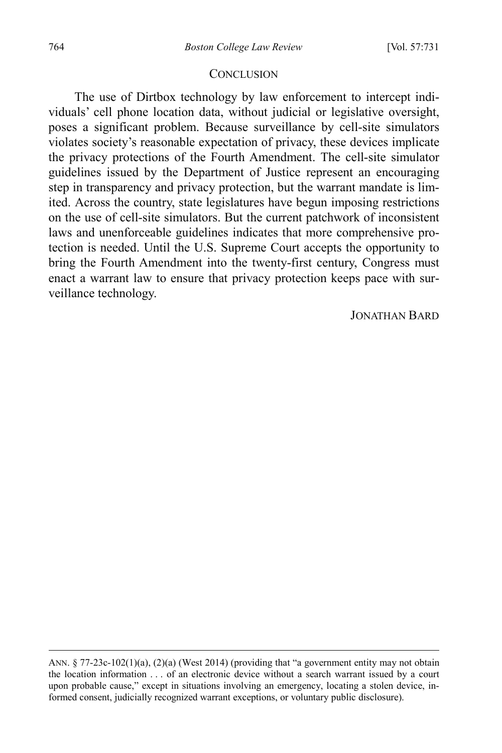## CONCLUSION

The use of Dirtbox technology by law enforcement to intercept individuals' cell phone location data, without judicial or legislative oversight, poses a significant problem. Because surveillance by cell-site simulators violates society's reasonable expectation of privacy, these devices implicate the privacy protections of the Fourth Amendment. The cell-site simulator guidelines issued by the Department of Justice represent an encouraging step in transparency and privacy protection, but the warrant mandate is limited. Across the country, state legislatures have begun imposing restrictions on the use of cell-site simulators. But the current patchwork of inconsistent laws and unenforceable guidelines indicates that more comprehensive protection is needed. Until the U.S. Supreme Court accepts the opportunity to bring the Fourth Amendment into the twenty-first century, Congress must enact a warrant law to ensure that privacy protection keeps pace with surveillance technology.

JONATHAN BARD

---

ANN. § 77-23c-102(1)(a), (2)(a) (West 2014) (providing that "a government entity may not obtain the location information . . . of an electronic device without a search warrant issued by a court upon probable cause," except in situations involving an emergency, locating a stolen device, informed consent, judicially recognized warrant exceptions, or voluntary public disclosure).